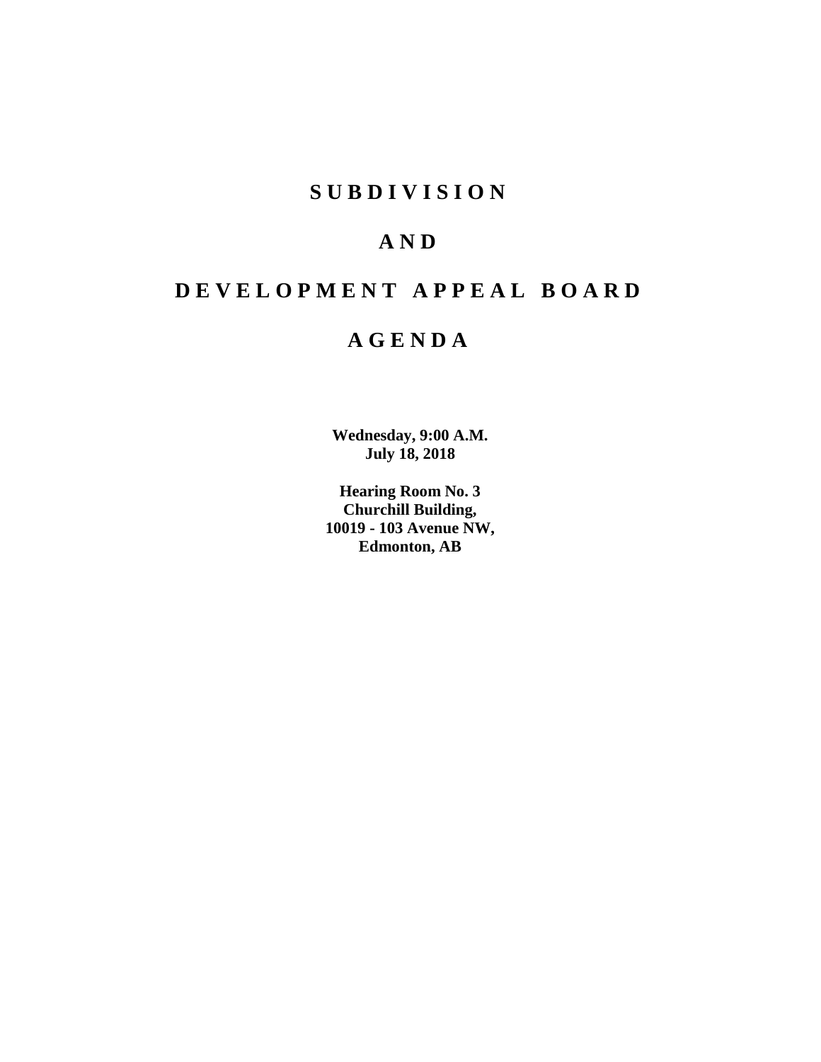# SUBDIVISION

# AND

# DEVELOPMENT APPEAL BOARD

# AGENDA

**Wednesday, 9:00 A.M.**
**July 18, 2018**

**Hearing Room No. 3**
**Churchill Building,**
**10019 - 103 Avenue NW,**
**Edmonton, AB**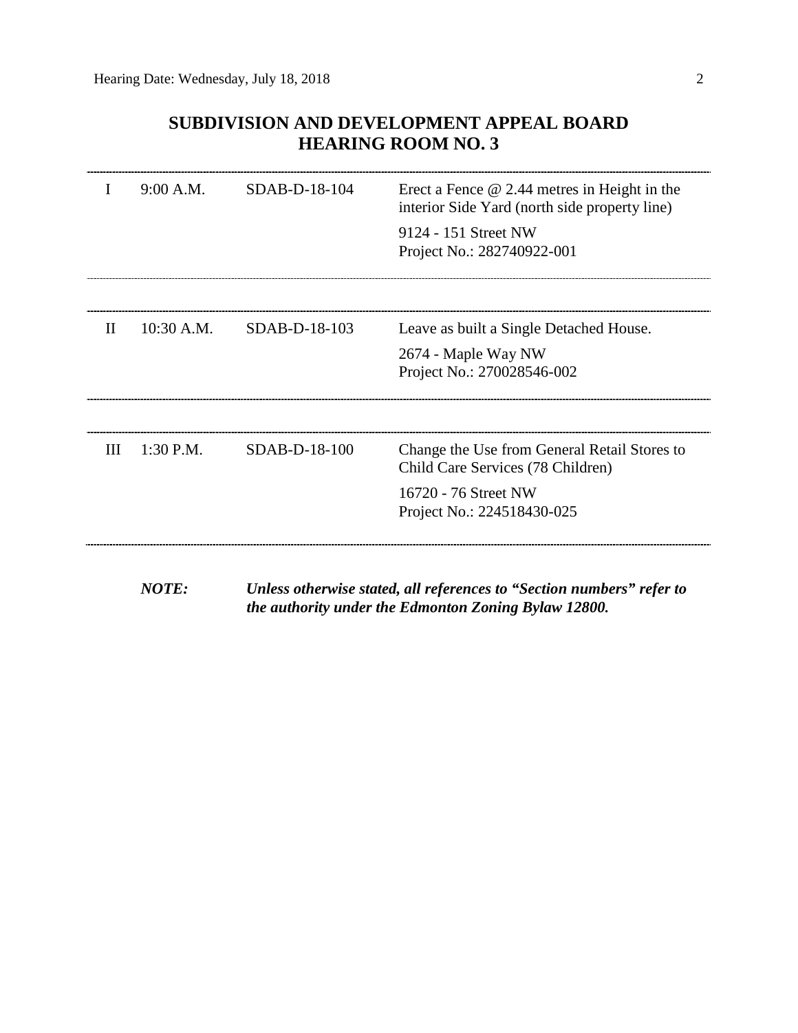## SUBDIVISION AND DEVELOPMENT APPEAL BOARD
## HEARING ROOM NO. 3

| | | | |
|---|---|---|---|
| I | 9:00 A.M. | SDAB-D-18-104 | Erect a Fence @ 2.44 metres in Height in the interior Side Yard (north side property line)<br><br>9124 - 151 Street NW<br>Project No.: 282740922-001 |
| II | 10:30 A.M. | SDAB-D-18-103 | Leave as built a Single Detached House.<br><br>2674 - Maple Way NW<br>Project No.: 270028546-002 |
| III | 1:30 P.M. | SDAB-D-18-100 | Change the Use from General Retail Stores to Child Care Services (78 Children)<br><br>16720 - 76 Street NW<br>Project No.: 224518430-025 |

***NOTE:*** ***Unless otherwise stated, all references to "Section numbers" refer to the authority under the Edmonton Zoning Bylaw 12800.***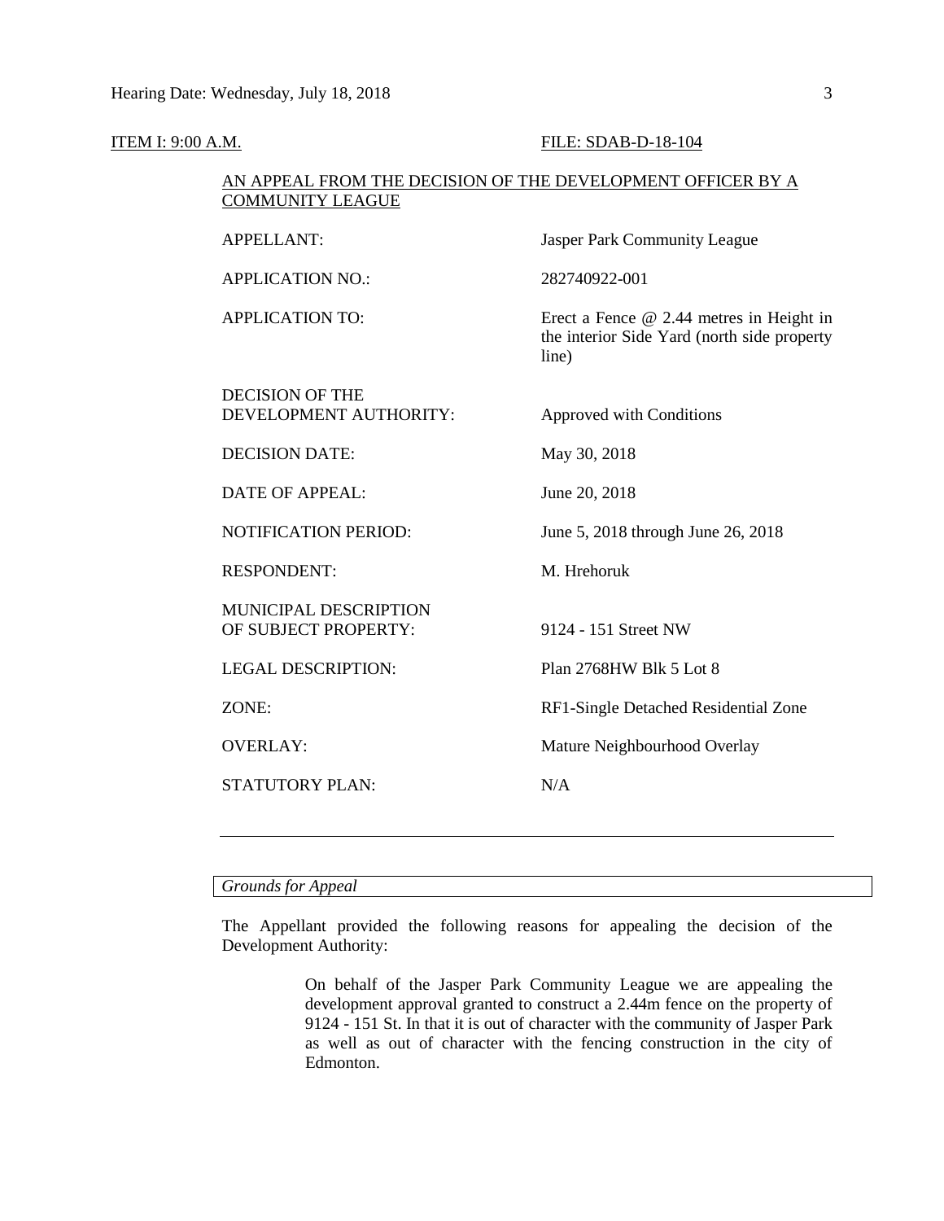ITEM I: 9:00 A.M. FILE: SDAB-D-18-104

AN APPEAL FROM THE DECISION OF THE DEVELOPMENT OFFICER BY A COMMUNITY LEAGUE

| | |
|---|---|
| APPELLANT: | Jasper Park Community League |
| APPLICATION NO.: | 282740922-001 |
| APPLICATION TO: | Erect a Fence @ 2.44 metres in Height in the interior Side Yard (north side property line) |
| DECISION OF THE DEVELOPMENT AUTHORITY: | Approved with Conditions |
| DECISION DATE: | May 30, 2018 |
| DATE OF APPEAL: | June 20, 2018 |
| NOTIFICATION PERIOD: | June 5, 2018 through June 26, 2018 |
| RESPONDENT: | M. Hrehoruk |
| MUNICIPAL DESCRIPTION OF SUBJECT PROPERTY: | 9124 - 151 Street NW |
| LEGAL DESCRIPTION: | Plan 2768HW Blk 5 Lot 8 |
| ZONE: | RF1-Single Detached Residential Zone |
| OVERLAY: | Mature Neighbourhood Overlay |
| STATUTORY PLAN: | N/A |

---

*Grounds for Appeal*

The Appellant provided the following reasons for appealing the decision of the Development Authority:

> On behalf of the Jasper Park Community League we are appealing the development approval granted to construct a 2.44m fence on the property of 9124 - 151 St. In that it is out of character with the community of Jasper Park as well as out of character with the fencing construction in the city of Edmonton.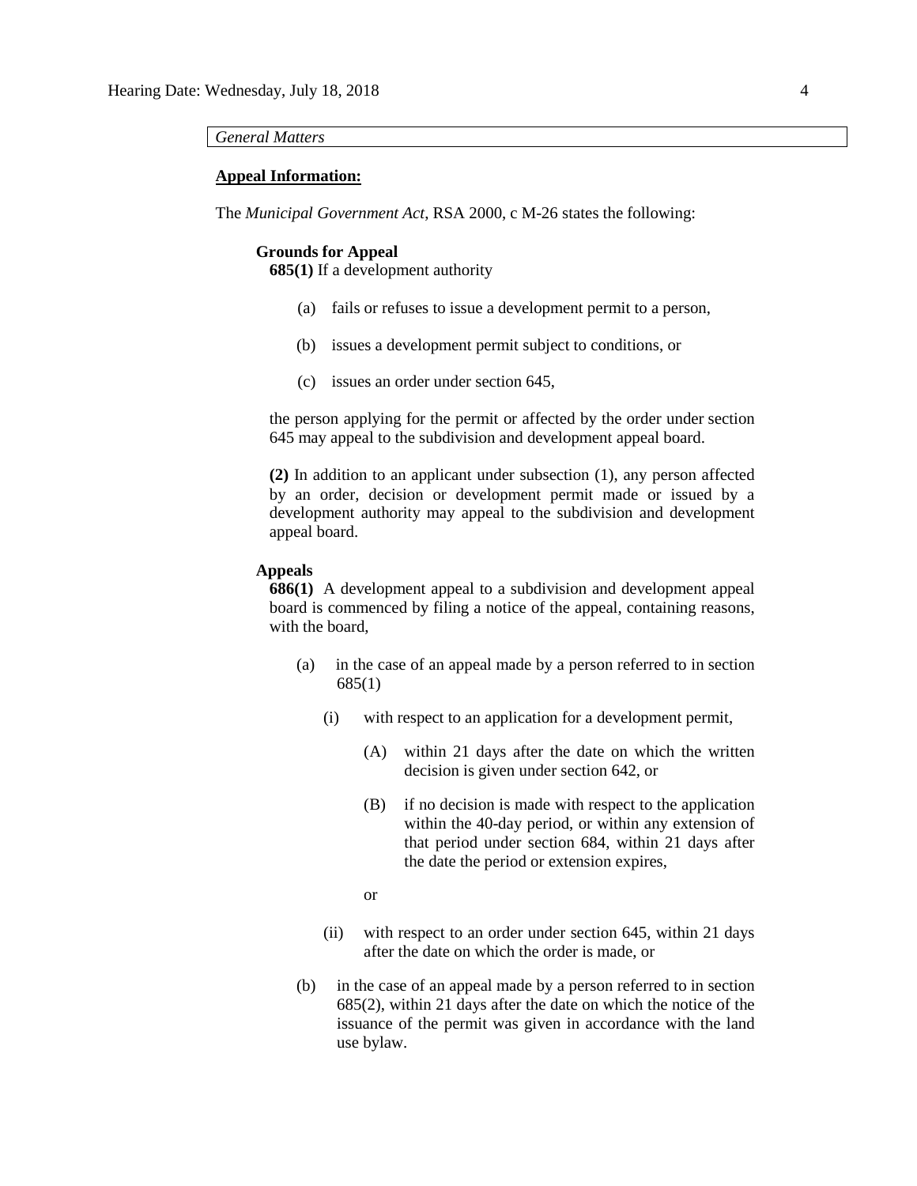*General Matters*

**Appeal Information:**

The *Municipal Government Act*, RSA 2000, c M-26 states the following:

**Grounds for Appeal**

**685(1)** If a development authority

(a) fails or refuses to issue a development permit to a person,

(b) issues a development permit subject to conditions, or

(c) issues an order under section 645,

the person applying for the permit or affected by the order under section 645 may appeal to the subdivision and development appeal board.

**(2)** In addition to an applicant under subsection (1), any person affected by an order, decision or development permit made or issued by a development authority may appeal to the subdivision and development appeal board.

**Appeals**

**686(1)** A development appeal to a subdivision and development appeal board is commenced by filing a notice of the appeal, containing reasons, with the board,

(a) in the case of an appeal made by a person referred to in section 685(1)

(i) with respect to an application for a development permit,

(A) within 21 days after the date on which the written decision is given under section 642, or

(B) if no decision is made with respect to the application within the 40-day period, or within any extension of that period under section 684, within 21 days after the date the period or extension expires,

or

(ii) with respect to an order under section 645, within 21 days after the date on which the order is made, or

(b) in the case of an appeal made by a person referred to in section 685(2), within 21 days after the date on which the notice of the issuance of the permit was given in accordance with the land use bylaw.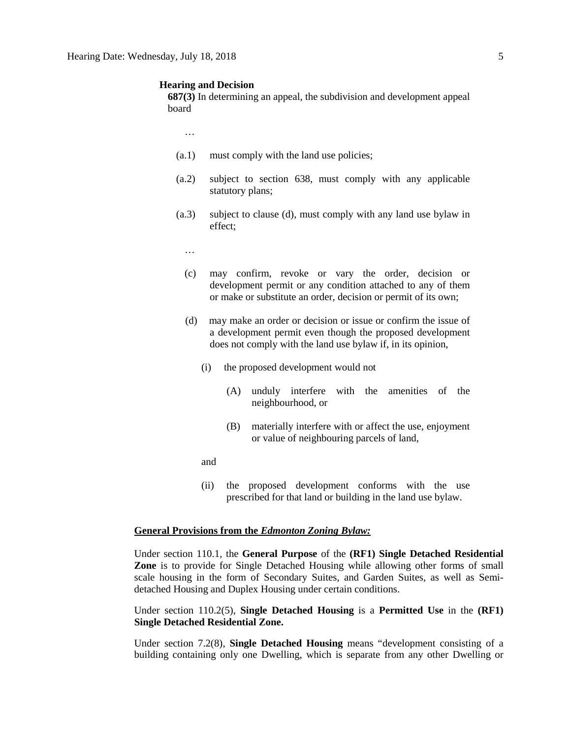**Hearing and Decision**

**687(3)** In determining an appeal, the subdivision and development appeal board

…

(a.1) must comply with the land use policies;

(a.2) subject to section 638, must comply with any applicable statutory plans;

(a.3) subject to clause (d), must comply with any land use bylaw in effect;

…

(c) may confirm, revoke or vary the order, decision or development permit or any condition attached to any of them or make or substitute an order, decision or permit of its own;

(d) may make an order or decision or issue or confirm the issue of a development permit even though the proposed development does not comply with the land use bylaw if, in its opinion,

(i) the proposed development would not

(A) unduly interfere with the amenities of the neighbourhood, or

(B) materially interfere with or affect the use, enjoyment or value of neighbouring parcels of land,

and

(ii) the proposed development conforms with the use prescribed for that land or building in the land use bylaw.

**<u>General Provisions from the *Edmonton Zoning Bylaw:*</u>**

Under section 110.1, the **General Purpose** of the **(RF1) Single Detached Residential Zone** is to provide for Single Detached Housing while allowing other forms of small scale housing in the form of Secondary Suites, and Garden Suites, as well as Semi-detached Housing and Duplex Housing under certain conditions.

Under section 110.2(5), **Single Detached Housing** is a **Permitted Use** in the **(RF1) Single Detached Residential Zone.**

Under section 7.2(8), **Single Detached Housing** means "development consisting of a building containing only one Dwelling, which is separate from any other Dwelling or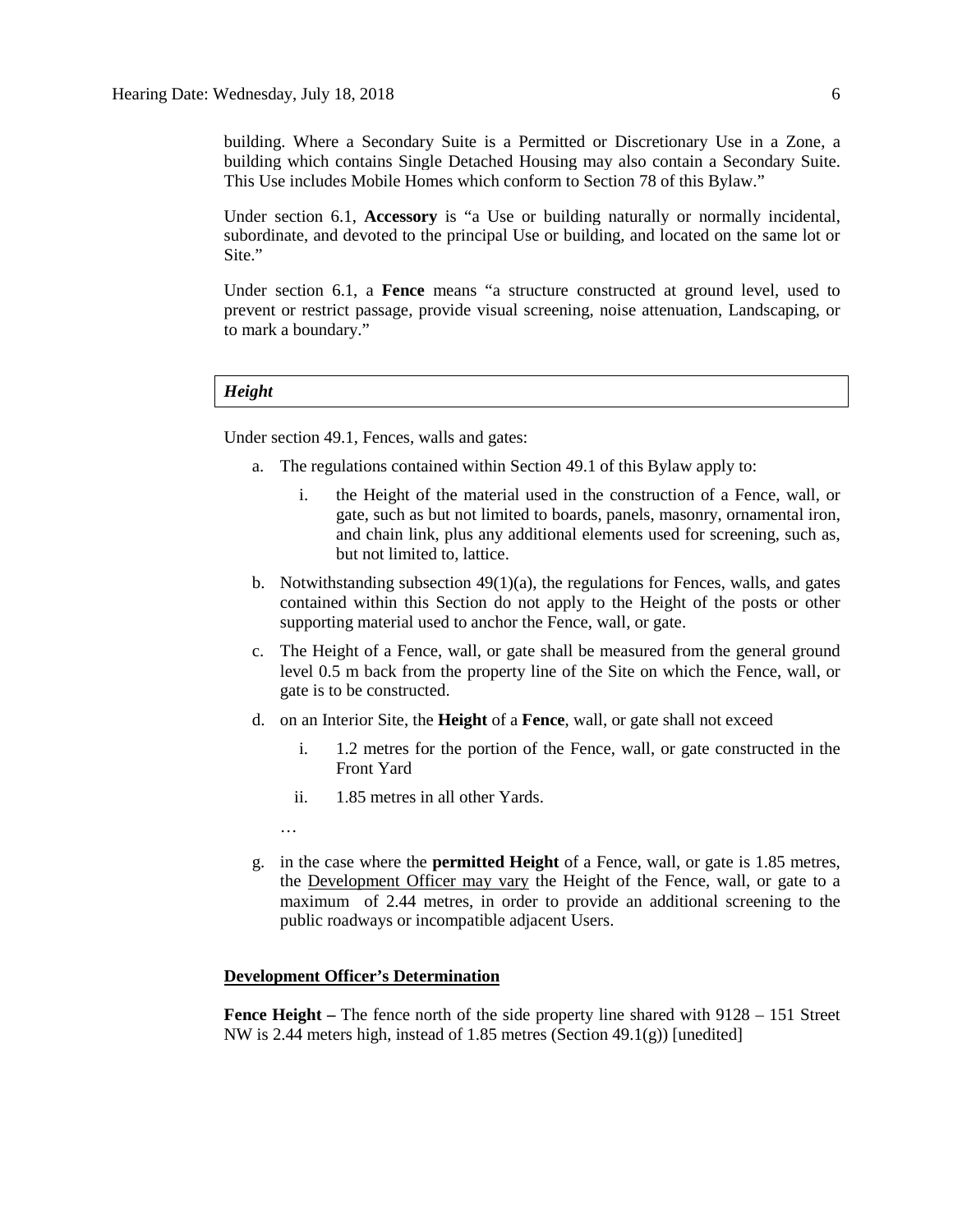building. Where a Secondary Suite is a Permitted or Discretionary Use in a Zone, a building which contains Single Detached Housing may also contain a Secondary Suite. This Use includes Mobile Homes which conform to Section 78 of this Bylaw."

Under section 6.1, **Accessory** is "a Use or building naturally or normally incidental, subordinate, and devoted to the principal Use or building, and located on the same lot or Site."

Under section 6.1, a **Fence** means "a structure constructed at ground level, used to prevent or restrict passage, provide visual screening, noise attenuation, Landscaping, or to mark a boundary."

***Height***

Under section 49.1, Fences, walls and gates:

a. The regulations contained within Section 49.1 of this Bylaw apply to:

   i. the Height of the material used in the construction of a Fence, wall, or gate, such as but not limited to boards, panels, masonry, ornamental iron, and chain link, plus any additional elements used for screening, such as, but not limited to, lattice.

b. Notwithstanding subsection 49(1)(a), the regulations for Fences, walls, and gates contained within this Section do not apply to the Height of the posts or other supporting material used to anchor the Fence, wall, or gate.

c. The Height of a Fence, wall, or gate shall be measured from the general ground level 0.5 m back from the property line of the Site on which the Fence, wall, or gate is to be constructed.

d. on an Interior Site, the **Height** of a **Fence**, wall, or gate shall not exceed

   i. 1.2 metres for the portion of the Fence, wall, or gate constructed in the Front Yard

   ii. 1.85 metres in all other Yards.

…

g. in the case where the **permitted Height** of a Fence, wall, or gate is 1.85 metres, the Development Officer may vary the Height of the Fence, wall, or gate to a maximum of 2.44 metres, in order to provide an additional screening to the public roadways or incompatible adjacent Users.

**Development Officer's Determination**

**Fence Height –** The fence north of the side property line shared with 9128 – 151 Street NW is 2.44 meters high, instead of 1.85 metres (Section 49.1(g)) [unedited]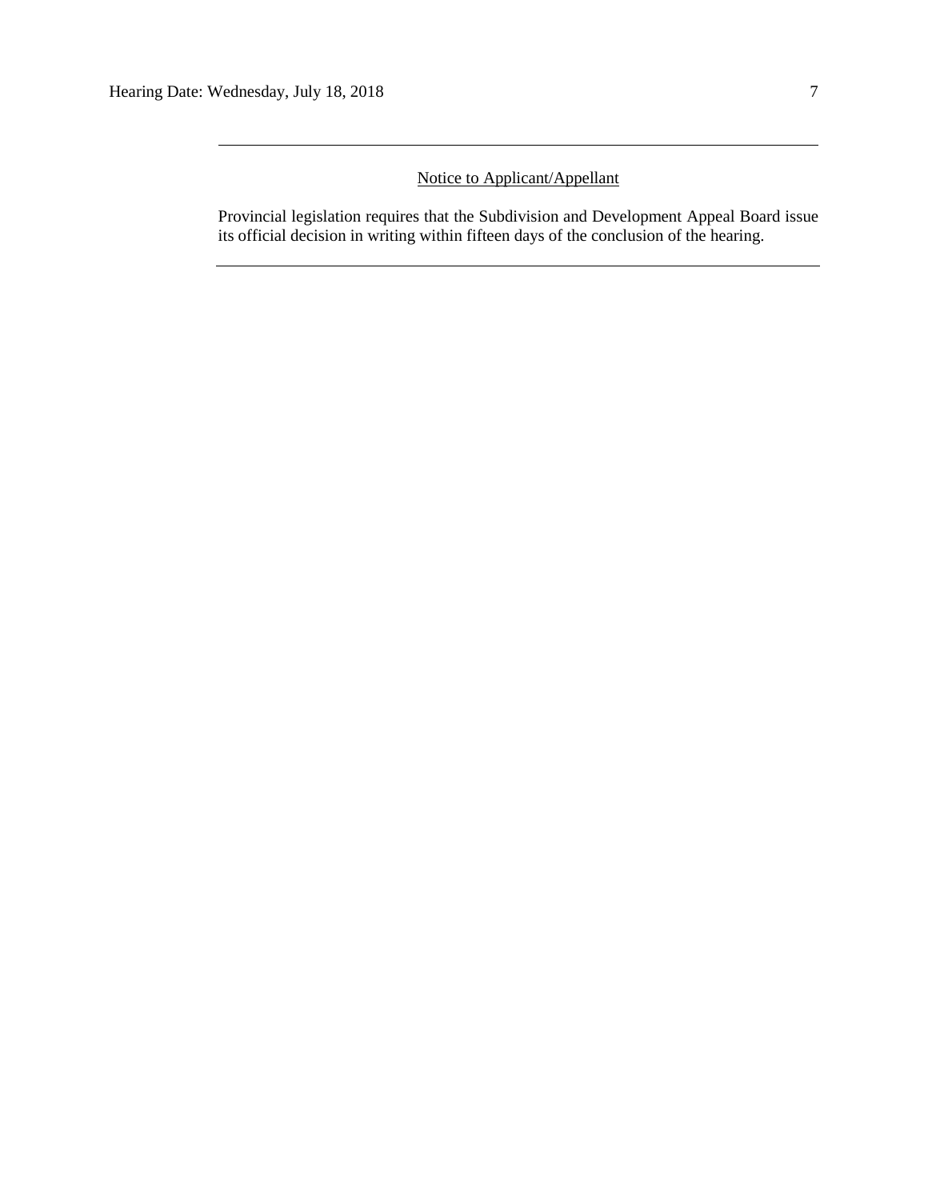---

<u>Notice to Applicant/Appellant</u>

Provincial legislation requires that the Subdivision and Development Appeal Board issue its official decision in writing within fifteen days of the conclusion of the hearing.

---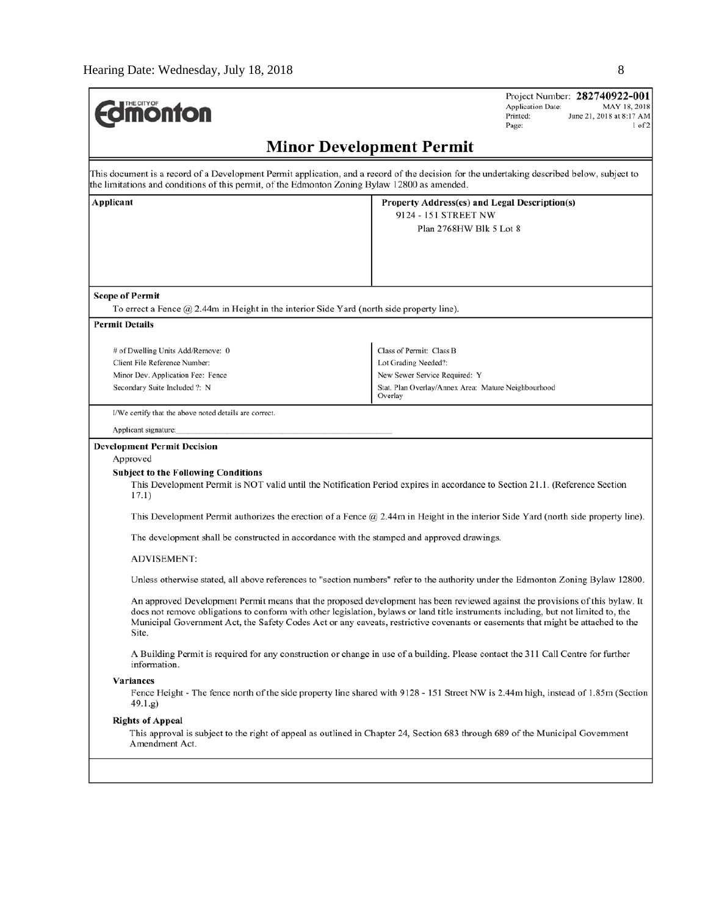The City of Edmonton

Project Number: **282740922-001**
Application Date: MAY 18, 2018
Printed: June 21, 2018 at 8:17 AM
Page: 1 of 2

# Minor Development Permit

This document is a record of a Development Permit application, and a record of the decision for the undertaking described below, subject to the limitations and conditions of this permit, of the Edmonton Zoning Bylaw 12800 as amended.

| **Applicant** | **Property Address(es) and Legal Description(s)** |
|---|---|
| | 9124 - 151 STREET NW<br>Plan 2768HW Blk 5 Lot 8 |

**Scope of Permit**

To erect a Fence @ 2.44m in Height in the interior Side Yard (north side property line).

**Permit Details**

| | |
|---|---|
| # of Dwelling Units Add/Remove: 0 | Class of Permit: Class B |
| Client File Reference Number: | Lot Grading Needed?: |
| Minor Dev. Application Fee: Fence | New Sewer Service Required: Y |
| Secondary Suite Included ?: N | Stat. Plan Overlay/Annex Area: Mature Neighbourhood Overlay |

I/We certify that the above noted details are correct.

Applicant signature:

**Development Permit Decision**

Approved

**Subject to the Following Conditions**

This Development Permit is NOT valid until the Notification Period expires in accordance to Section 21.1. (Reference Section 17.1)

This Development Permit authorizes the erection of a Fence @ 2.44m in Height in the interior Side Yard (north side property line).

The development shall be constructed in accordance with the stamped and approved drawings.

ADVISEMENT:

Unless otherwise stated, all above references to "section numbers" refer to the authority under the Edmonton Zoning Bylaw 12800.

An approved Development Permit means that the proposed development has been reviewed against the provisions of this bylaw. It does not remove obligations to conform with other legislation, bylaws or land title instruments including, but not limited to, the Municipal Government Act, the Safety Codes Act or any caveats, restrictive covenants or easements that might be attached to the Site.

A Building Permit is required for any construction or change in use of a building. Please contact the 311 Call Centre for further information.

**Variances**

Fence Height - The fence north of the side property line shared with 9128 - 151 Street NW is 2.44m high, instead of 1.85m (Section 49.1.g)

**Rights of Appeal**

This approval is subject to the right of appeal as outlined in Chapter 24, Section 683 through 689 of the Municipal Government Amendment Act.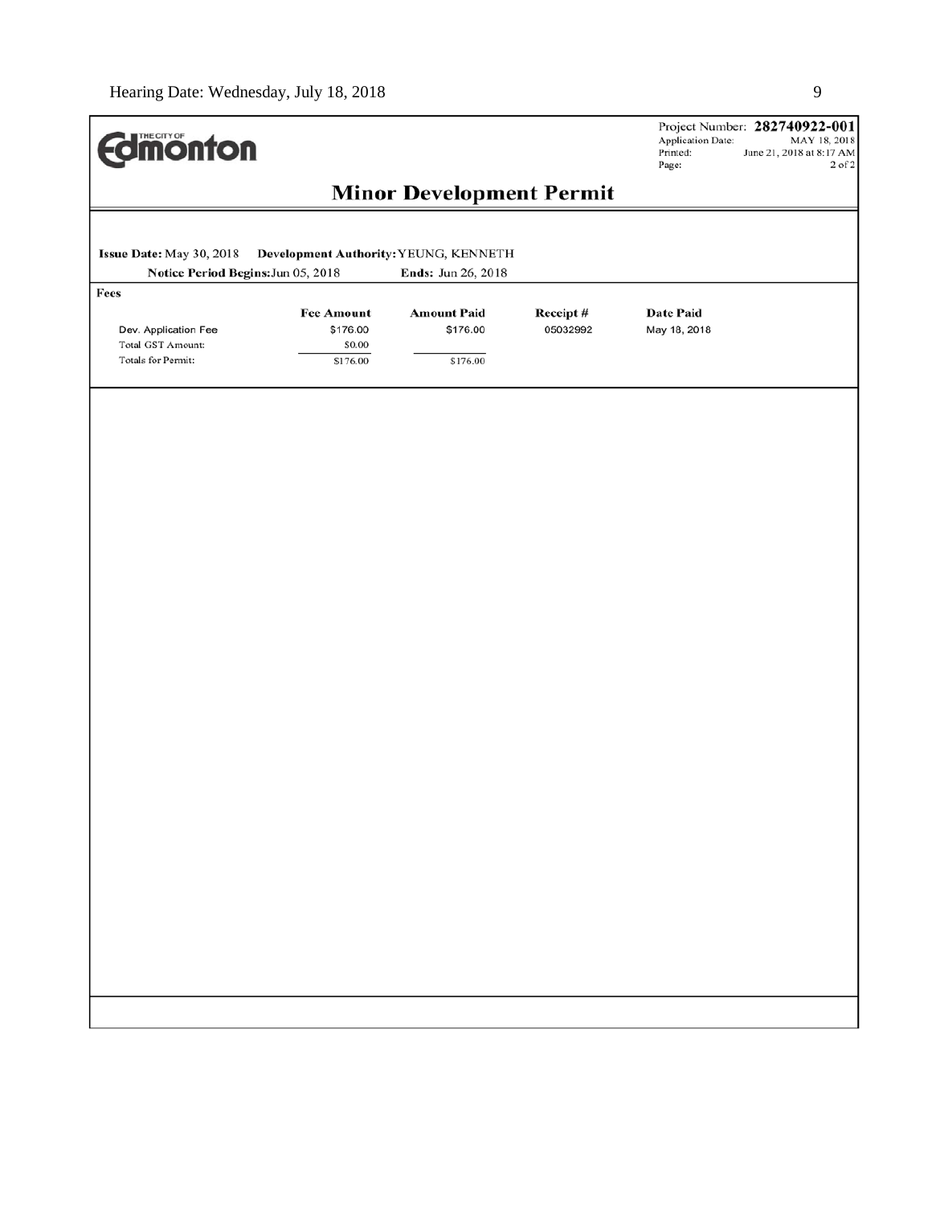**Edmonton** (The City of)

Project Number: **282740922-001**
Application Date: MAY 18, 2018
Printed: June 21, 2018 at 8:17 AM
Page: 2 of 2

# Minor Development Permit

**Issue Date:** May 30, 2018 **Development Authority:** YEUNG, KENNETH

**Notice Period Begins:** Jun 05, 2018 **Ends:** Jun 26, 2018

**Fees**

| | Fee Amount | Amount Paid | Receipt # | Date Paid |
|---|---|---|---|---|
| Dev. Application Fee | $176.00 | $176.00 | 05032992 | May 18, 2018 |
| Total GST Amount: | $0.00 | | | |
| Totals for Permit: | $176.00 | $176.00 | | |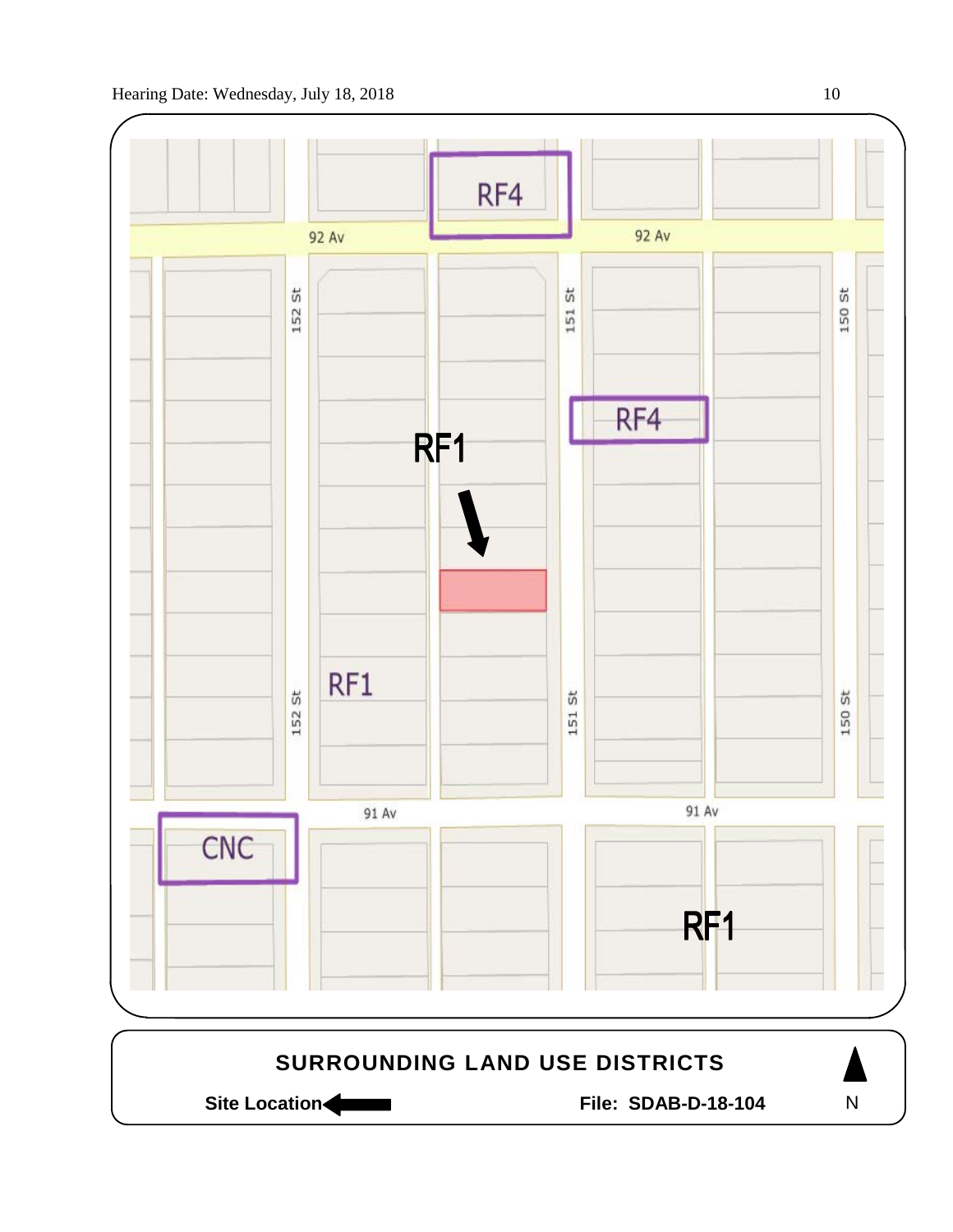RF4

92 Av

92 Av

152 St

151 St

150 St

RF4

RF1

RF1

152 St

151 St

150 St

91 Av

91 Av

CNC

RF1

**SURROUNDING LAND USE DISTRICTS**

**Site Location**

**File: SDAB-D-18-104**

N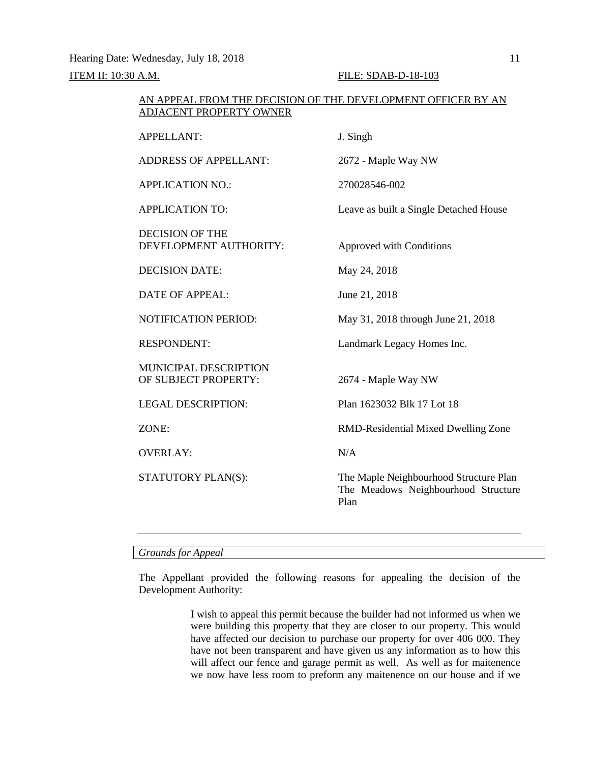Hearing Date: Wednesday, July 18, 2018

ITEM II: 10:30 A.M. FILE: SDAB-D-18-103

AN APPEAL FROM THE DECISION OF THE DEVELOPMENT OFFICER BY AN ADJACENT PROPERTY OWNER

| | |
|---|---|
| APPELLANT: | J. Singh |
| ADDRESS OF APPELLANT: | 2672 - Maple Way NW |
| APPLICATION NO.: | 270028546-002 |
| APPLICATION TO: | Leave as built a Single Detached House |
| DECISION OF THE DEVELOPMENT AUTHORITY: | Approved with Conditions |
| DECISION DATE: | May 24, 2018 |
| DATE OF APPEAL: | June 21, 2018 |
| NOTIFICATION PERIOD: | May 31, 2018 through June 21, 2018 |
| RESPONDENT: | Landmark Legacy Homes Inc. |
| MUNICIPAL DESCRIPTION OF SUBJECT PROPERTY: | 2674 - Maple Way NW |
| LEGAL DESCRIPTION: | Plan 1623032 Blk 17 Lot 18 |
| ZONE: | RMD-Residential Mixed Dwelling Zone |
| OVERLAY: | N/A |
| STATUTORY PLAN(S): | The Maple Neighbourhood Structure Plan<br>The Meadows Neighbourhood Structure Plan |

---

*Grounds for Appeal*

The Appellant provided the following reasons for appealing the decision of the Development Authority:

> I wish to appeal this permit because the builder had not informed us when we were building this property that they are closer to our property. This would have affected our decision to purchase our property for over 406 000. They have not been transparent and have given us any information as to how this will affect our fence and garage permit as well. As well as for maitenence we now have less room to preform any maitenence on our house and if we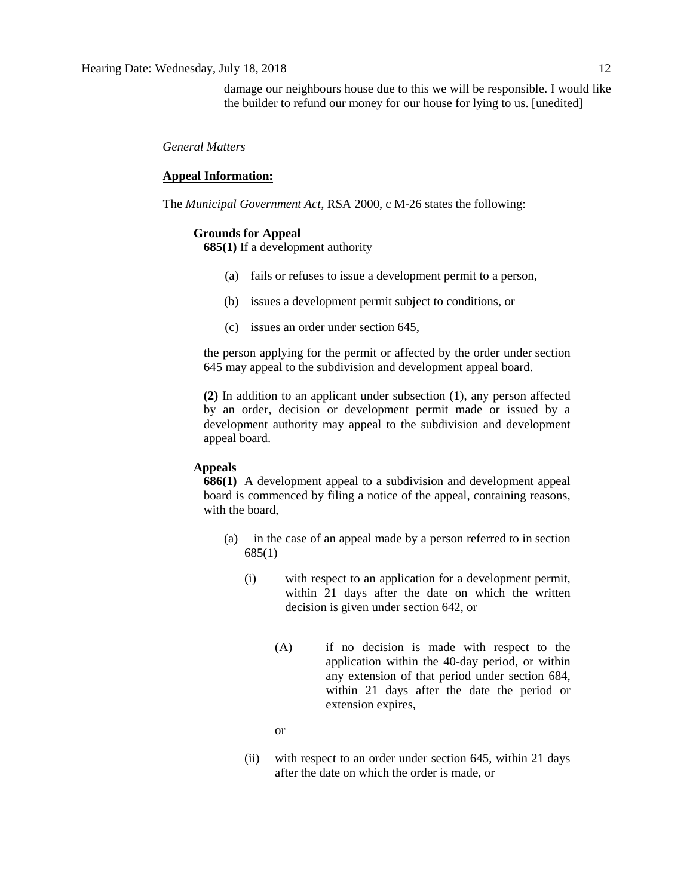damage our neighbours house due to this we will be responsible. I would like the builder to refund our money for our house for lying to us. [unedited]

*General Matters*

**Appeal Information:**

The *Municipal Government Act*, RSA 2000, c M-26 states the following:

**Grounds for Appeal**

**685(1)** If a development authority

(a) fails or refuses to issue a development permit to a person,

(b) issues a development permit subject to conditions, or

(c) issues an order under section 645,

the person applying for the permit or affected by the order under section 645 may appeal to the subdivision and development appeal board.

**(2)** In addition to an applicant under subsection (1), any person affected by an order, decision or development permit made or issued by a development authority may appeal to the subdivision and development appeal board.

**Appeals**

**686(1)** A development appeal to a subdivision and development appeal board is commenced by filing a notice of the appeal, containing reasons, with the board,

(a) in the case of an appeal made by a person referred to in section 685(1)

(i) with respect to an application for a development permit, within 21 days after the date on which the written decision is given under section 642, or

(A) if no decision is made with respect to the application within the 40-day period, or within any extension of that period under section 684, within 21 days after the date the period or extension expires,

or

(ii) with respect to an order under section 645, within 21 days after the date on which the order is made, or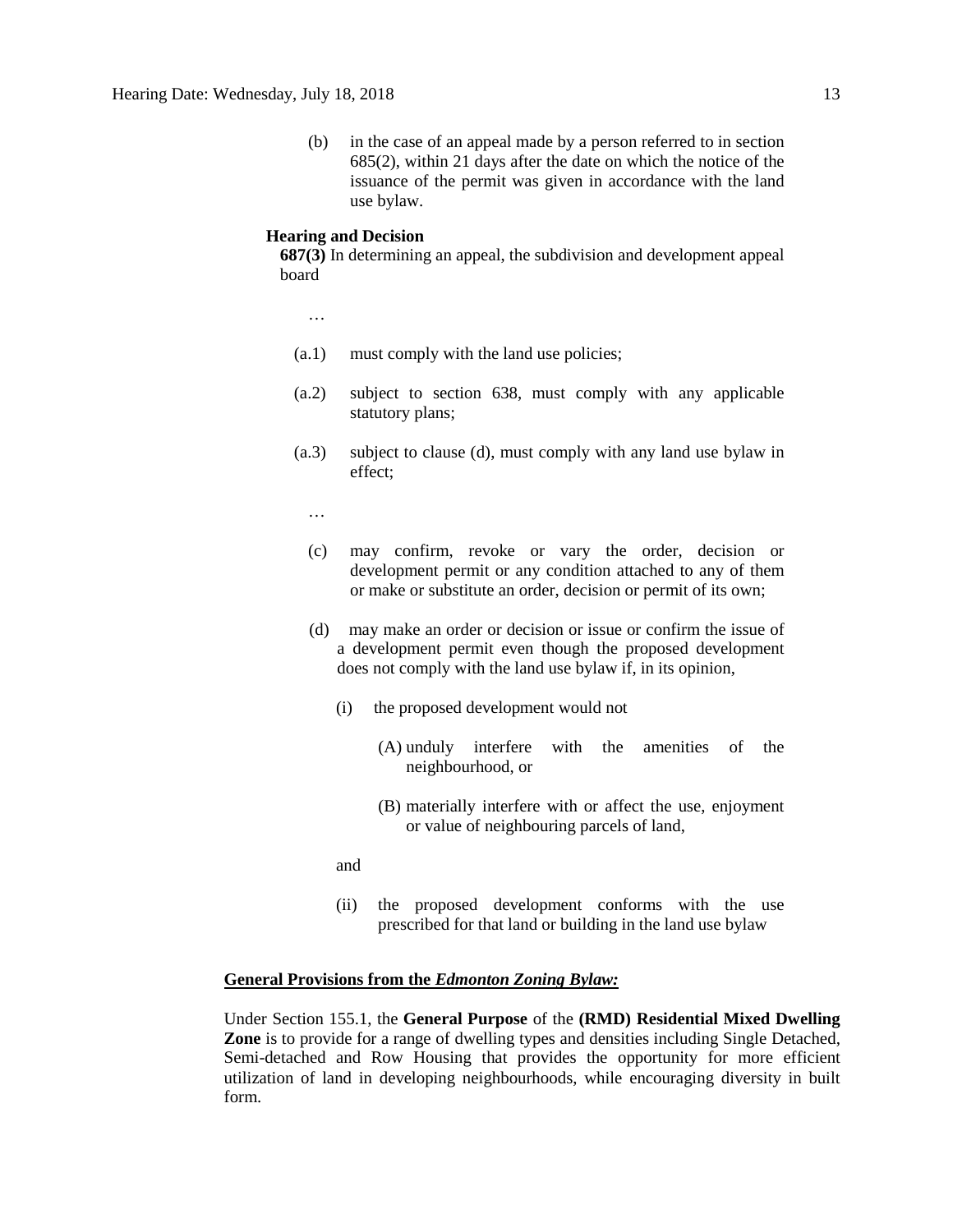(b) in the case of an appeal made by a person referred to in section 685(2), within 21 days after the date on which the notice of the issuance of the permit was given in accordance with the land use bylaw.

**Hearing and Decision**

**687(3)** In determining an appeal, the subdivision and development appeal board

…

(a.1) must comply with the land use policies;

(a.2) subject to section 638, must comply with any applicable statutory plans;

(a.3) subject to clause (d), must comply with any land use bylaw in effect;

…

(c) may confirm, revoke or vary the order, decision or development permit or any condition attached to any of them or make or substitute an order, decision or permit of its own;

(d) may make an order or decision or issue or confirm the issue of a development permit even though the proposed development does not comply with the land use bylaw if, in its opinion,

(i) the proposed development would not

(A) unduly interfere with the amenities of the neighbourhood, or

(B) materially interfere with or affect the use, enjoyment or value of neighbouring parcels of land,

and

(ii) the proposed development conforms with the use prescribed for that land or building in the land use bylaw

**General Provisions from the *Edmonton Zoning Bylaw:***

Under Section 155.1, the **General Purpose** of the **(RMD) Residential Mixed Dwelling Zone** is to provide for a range of dwelling types and densities including Single Detached, Semi-detached and Row Housing that provides the opportunity for more efficient utilization of land in developing neighbourhoods, while encouraging diversity in built form.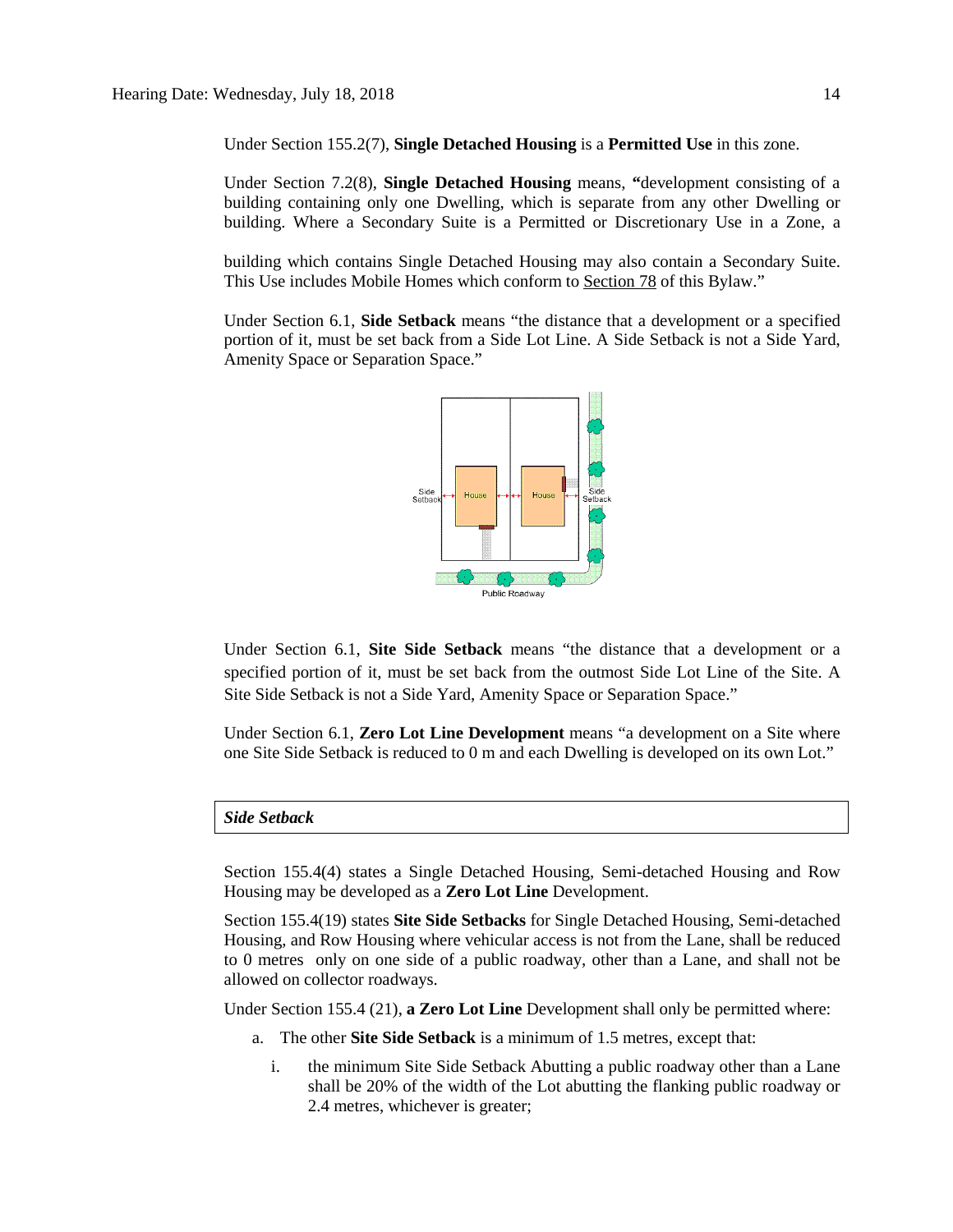Under Section 155.2(7), **Single Detached Housing** is a **Permitted Use** in this zone.

Under Section 7.2(8), **Single Detached Housing** means, **"**development consisting of a building containing only one Dwelling, which is separate from any other Dwelling or building. Where a Secondary Suite is a Permitted or Discretionary Use in a Zone, a

building which contains Single Detached Housing may also contain a Secondary Suite. This Use includes Mobile Homes which conform to Section 78 of this Bylaw."

Under Section 6.1, **Side Setback** means "the distance that a development or a specified portion of it, must be set back from a Side Lot Line. A Side Setback is not a Side Yard, Amenity Space or Separation Space."

Under Section 6.1, **Site Side Setback** means "the distance that a development or a specified portion of it, must be set back from the outmost Side Lot Line of the Site. A Site Side Setback is not a Side Yard, Amenity Space or Separation Space."

Under Section 6.1, **Zero Lot Line Development** means "a development on a Site where one Site Side Setback is reduced to 0 m and each Dwelling is developed on its own Lot."

***Side Setback***

Section 155.4(4) states a Single Detached Housing, Semi-detached Housing and Row Housing may be developed as a **Zero Lot Line** Development.

Section 155.4(19) states **Site Side Setbacks** for Single Detached Housing, Semi-detached Housing, and Row Housing where vehicular access is not from the Lane, shall be reduced to 0 metres only on one side of a public roadway, other than a Lane, and shall not be allowed on collector roadways.

Under Section 155.4 (21), **a Zero Lot Line** Development shall only be permitted where:

a. The other **Site Side Setback** is a minimum of 1.5 metres, except that:

   i. the minimum Site Side Setback Abutting a public roadway other than a Lane shall be 20% of the width of the Lot abutting the flanking public roadway or 2.4 metres, whichever is greater;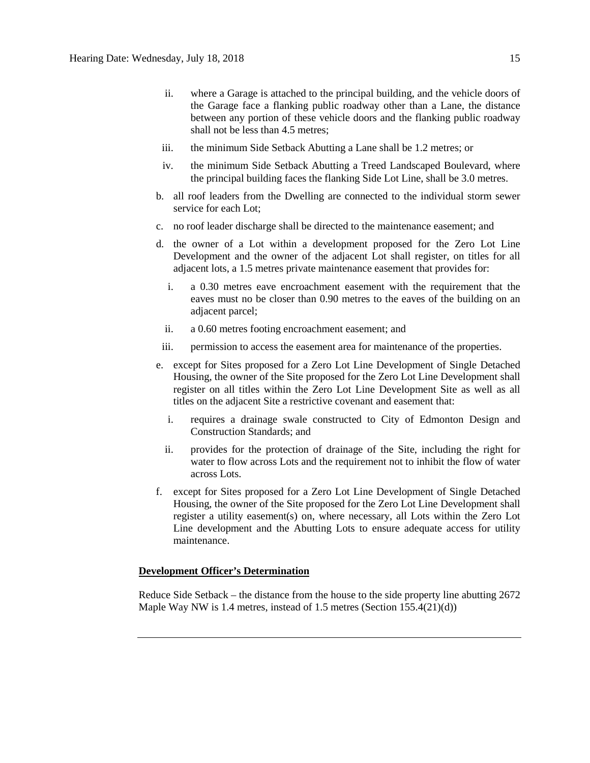ii. where a Garage is attached to the principal building, and the vehicle doors of the Garage face a flanking public roadway other than a Lane, the distance between any portion of these vehicle doors and the flanking public roadway shall not be less than 4.5 metres;

iii. the minimum Side Setback Abutting a Lane shall be 1.2 metres; or

iv. the minimum Side Setback Abutting a Treed Landscaped Boulevard, where the principal building faces the flanking Side Lot Line, shall be 3.0 metres.

b. all roof leaders from the Dwelling are connected to the individual storm sewer service for each Lot;

c. no roof leader discharge shall be directed to the maintenance easement; and

d. the owner of a Lot within a development proposed for the Zero Lot Line Development and the owner of the adjacent Lot shall register, on titles for all adjacent lots, a 1.5 metres private maintenance easement that provides for:

   i. a 0.30 metres eave encroachment easement with the requirement that the eaves must no be closer than 0.90 metres to the eaves of the building on an adjacent parcel;

   ii. a 0.60 metres footing encroachment easement; and

   iii. permission to access the easement area for maintenance of the properties.

e. except for Sites proposed for a Zero Lot Line Development of Single Detached Housing, the owner of the Site proposed for the Zero Lot Line Development shall register on all titles within the Zero Lot Line Development Site as well as all titles on the adjacent Site a restrictive covenant and easement that:

   i. requires a drainage swale constructed to City of Edmonton Design and Construction Standards; and

   ii. provides for the protection of drainage of the Site, including the right for water to flow across Lots and the requirement not to inhibit the flow of water across Lots.

f. except for Sites proposed for a Zero Lot Line Development of Single Detached Housing, the owner of the Site proposed for the Zero Lot Line Development shall register a utility easement(s) on, where necessary, all Lots within the Zero Lot Line development and the Abutting Lots to ensure adequate access for utility maintenance.

**Development Officer's Determination**

Reduce Side Setback – the distance from the house to the side property line abutting 2672 Maple Way NW is 1.4 metres, instead of 1.5 metres (Section 155.4(21)(d))

---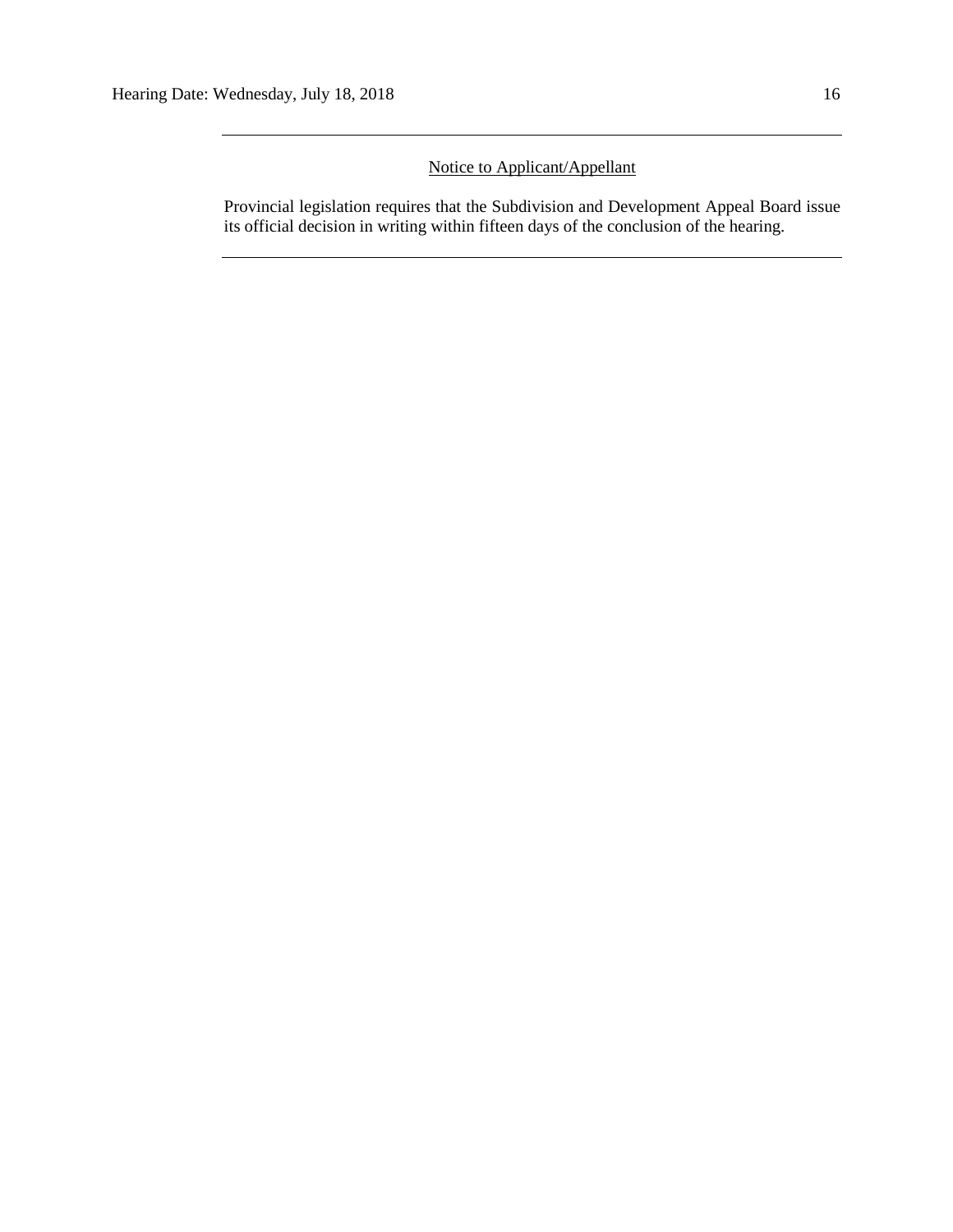---

Notice to Applicant/Appellant

Provincial legislation requires that the Subdivision and Development Appeal Board issue its official decision in writing within fifteen days of the conclusion of the hearing.

---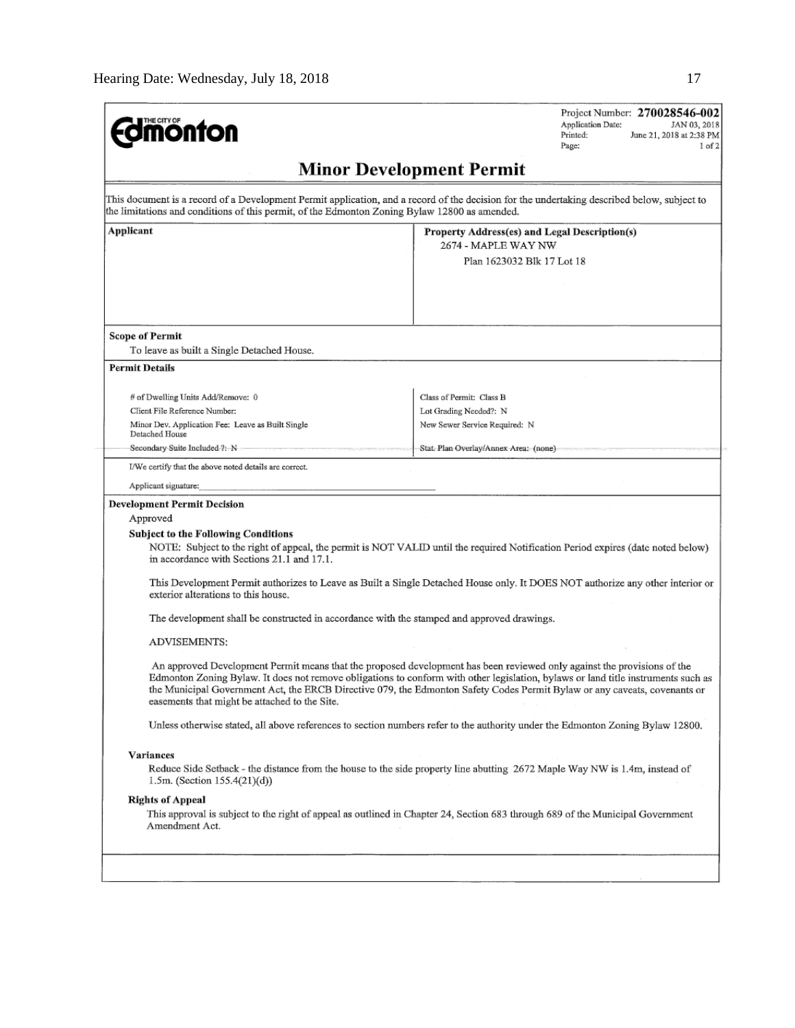THE CITY OF **Edmonton**

Project Number: **270028546-002**
Application Date: JAN 03, 2018
Printed: June 21, 2018 at 2:38 PM
Page: 1 of 2

## Minor Development Permit

This document is a record of a Development Permit application, and a record of the decision for the undertaking described below, subject to the limitations and conditions of this permit, of the Edmonton Zoning Bylaw 12800 as amended.

| **Applicant** | **Property Address(es) and Legal Description(s)** |
|---|---|
| | 2674 - MAPLE WAY NW<br>Plan 1623032 Blk 17 Lot 18 |

**Scope of Permit**

To leave as built a Single Detached House.

**Permit Details**

| | |
|---|---|
| # of Dwelling Units Add/Remove: 0 | Class of Permit: Class B |
| Client File Reference Number: | Lot Grading Needed?: N |
| Minor Dev. Application Fee: Leave as Built Single Detached House | New Sewer Service Required: N |
| Secondary Suite Included ?: N | Stat. Plan Overlay/Annex Area: (none) |

I/We certify that the above noted details are correct.

Applicant signature:\_\_\_\_\_\_\_\_\_\_\_\_\_\_\_\_\_\_\_\_\_\_\_\_\_\_\_\_\_\_\_\_\_\_

**Development Permit Decision**

Approved

**Subject to the Following Conditions**

NOTE: Subject to the right of appeal, the permit is NOT VALID until the required Notification Period expires (date noted below) in accordance with Sections 21.1 and 17.1.

This Development Permit authorizes to Leave as Built a Single Detached House only. It DOES NOT authorize any other interior or exterior alterations to this house.

The development shall be constructed in accordance with the stamped and approved drawings.

ADVISEMENTS:

An approved Development Permit means that the proposed development has been reviewed only against the provisions of the Edmonton Zoning Bylaw. It does not remove obligations to conform with other legislation, bylaws or land title instruments such as the Municipal Government Act, the ERCB Directive 079, the Edmonton Safety Codes Permit Bylaw or any caveats, covenants or easements that might be attached to the Site.

Unless otherwise stated, all above references to section numbers refer to the authority under the Edmonton Zoning Bylaw 12800.

**Variances**

Reduce Side Setback - the distance from the house to the side property line abutting 2672 Maple Way NW is 1.4m, instead of 1.5m. (Section 155.4(21)(d))

**Rights of Appeal**

This approval is subject to the right of appeal as outlined in Chapter 24, Section 683 through 689 of the Municipal Government Amendment Act.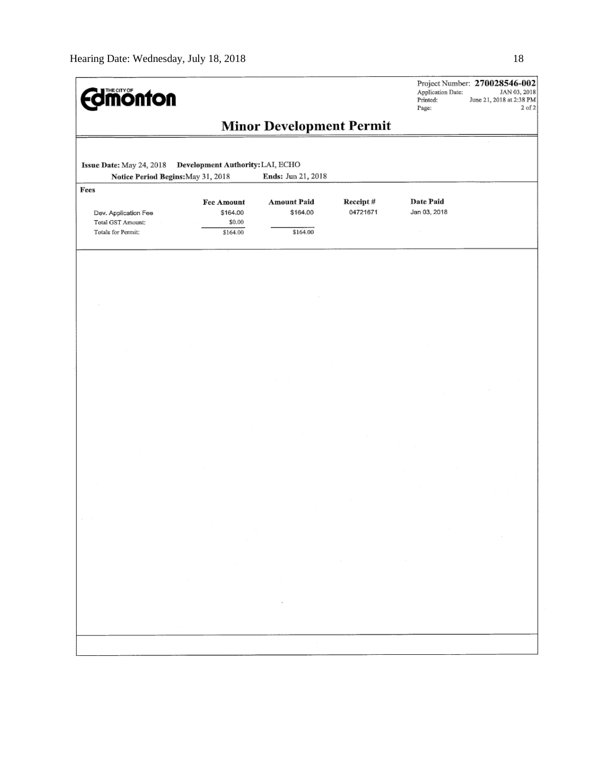**THE CITY OF Edmonton**

Project Number: **270028546-002**
Application Date: JAN 03, 2018
Printed: June 21, 2018 at 2:38 PM
Page: 2 of 2

## Minor Development Permit

**Issue Date:** May 24, 2018 **Development Authority:** LAI, ECHO

**Notice Period Begins:** May 31, 2018 **Ends:** Jun 21, 2018

**Fees**

| | Fee Amount | Amount Paid | Receipt # | Date Paid |
|---|---|---|---|---|
| Dev. Application Fee | $164.00 | $164.00 | 04721671 | Jan 03, 2018 |
| Total GST Amount: | $0.00 | | | |
| Totals for Permit: | $164.00 | $164.00 | | |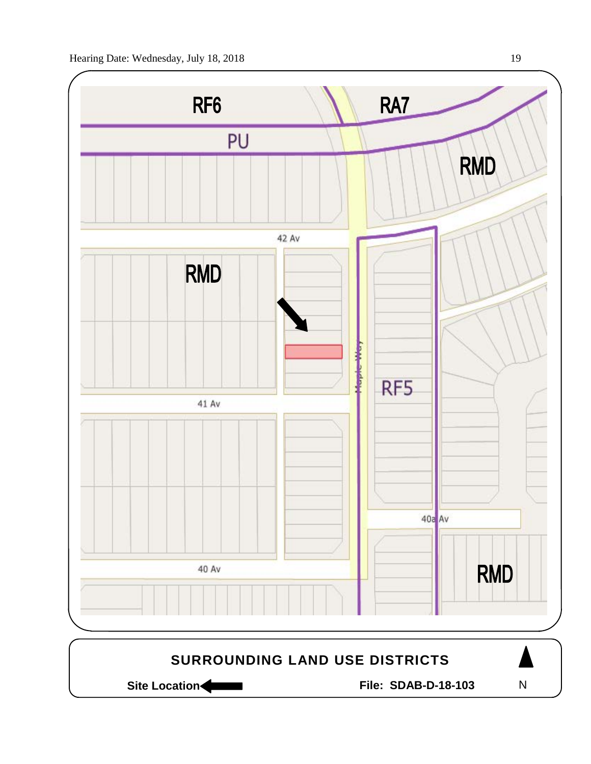RF6

RA7

PU

RMD

42 Av

RMD

Maple Way

RF5

41 Av

40a Av

40 Av

RMD

**SURROUNDING LAND USE DISTRICTS**

**Site Location**

**File: SDAB-D-18-103**

N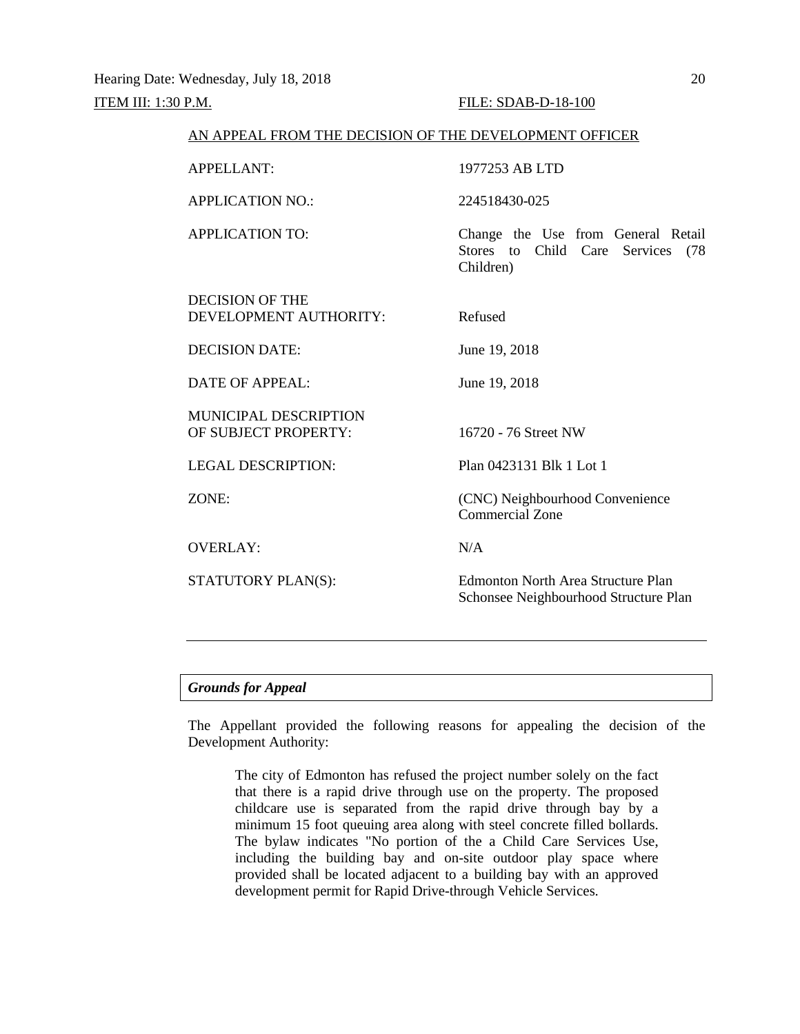ITEM III: 1:30 P.M. FILE: SDAB-D-18-100

AN APPEAL FROM THE DECISION OF THE DEVELOPMENT OFFICER

| | |
|---|---|
| APPELLANT: | 1977253 AB LTD |
| APPLICATION NO.: | 224518430-025 |
| APPLICATION TO: | Change the Use from General Retail Stores to Child Care Services (78 Children) |
| DECISION OF THE DEVELOPMENT AUTHORITY: | Refused |
| DECISION DATE: | June 19, 2018 |
| DATE OF APPEAL: | June 19, 2018 |
| MUNICIPAL DESCRIPTION OF SUBJECT PROPERTY: | 16720 - 76 Street NW |
| LEGAL DESCRIPTION: | Plan 0423131 Blk 1 Lot 1 |
| ZONE: | (CNC) Neighbourhood Convenience Commercial Zone |
| OVERLAY: | N/A |
| STATUTORY PLAN(S): | Edmonton North Area Structure Plan<br>Schonsee Neighbourhood Structure Plan |

---

***Grounds for Appeal***

The Appellant provided the following reasons for appealing the decision of the Development Authority:

> The city of Edmonton has refused the project number solely on the fact that there is a rapid drive through use on the property. The proposed childcare use is separated from the rapid drive through bay by a minimum 15 foot queuing area along with steel concrete filled bollards. The bylaw indicates "No portion of the a Child Care Services Use, including the building bay and on-site outdoor play space where provided shall be located adjacent to a building bay with an approved development permit for Rapid Drive-through Vehicle Services.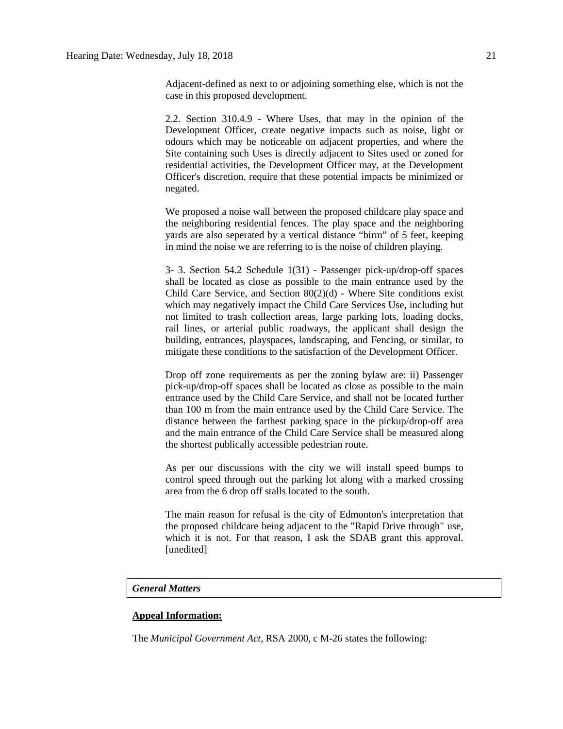Adjacent-defined as next to or adjoining something else, which is not the case in this proposed development.

2.2. Section 310.4.9 - Where Uses, that may in the opinion of the Development Officer, create negative impacts such as noise, light or odours which may be noticeable on adjacent properties, and where the Site containing such Uses is directly adjacent to Sites used or zoned for residential activities, the Development Officer may, at the Development Officer's discretion, require that these potential impacts be minimized or negated.

We proposed a noise wall between the proposed childcare play space and the neighboring residential fences. The play space and the neighboring yards are also seperated by a vertical distance "birm" of 5 feet, keeping in mind the noise we are referring to is the noise of children playing.

3- 3. Section 54.2 Schedule 1(31) - Passenger pick-up/drop-off spaces shall be located as close as possible to the main entrance used by the Child Care Service, and Section 80(2)(d) - Where Site conditions exist which may negatively impact the Child Care Services Use, including but not limited to trash collection areas, large parking lots, loading docks, rail lines, or arterial public roadways, the applicant shall design the building, entrances, playspaces, landscaping, and Fencing, or similar, to mitigate these conditions to the satisfaction of the Development Officer.

Drop off zone requirements as per the zoning bylaw are: ii) Passenger pick-up/drop-off spaces shall be located as close as possible to the main entrance used by the Child Care Service, and shall not be located further than 100 m from the main entrance used by the Child Care Service. The distance between the farthest parking space in the pickup/drop-off area and the main entrance of the Child Care Service shall be measured along the shortest publically accessible pedestrian route.

As per our discussions with the city we will install speed bumps to control speed through out the parking lot along with a marked crossing area from the 6 drop off stalls located to the south.

The main reason for refusal is the city of Edmonton's interpretation that the proposed childcare being adjacent to the "Rapid Drive through" use, which it is not. For that reason, I ask the SDAB grant this approval. [unedited]

## *General Matters*

**Appeal Information:**

The *Municipal Government Act*, RSA 2000, c M-26 states the following: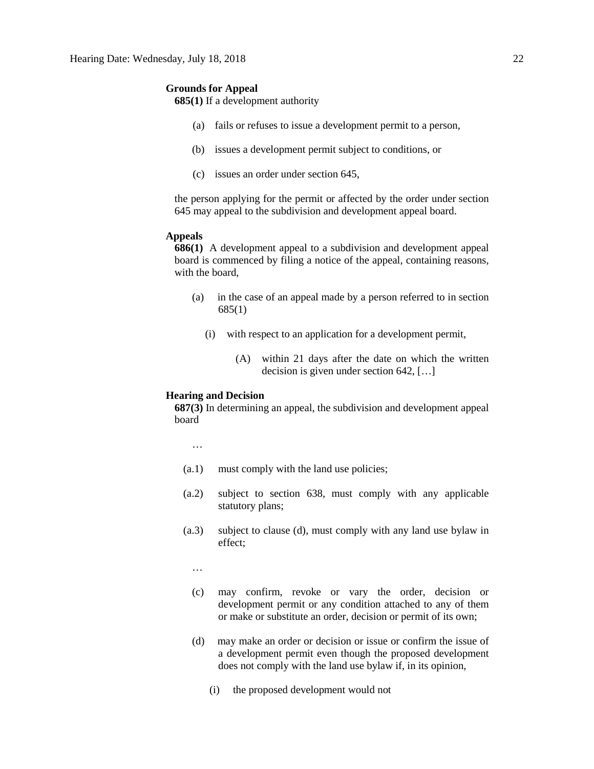**Grounds for Appeal**

**685(1)** If a development authority

(a) fails or refuses to issue a development permit to a person,

(b) issues a development permit subject to conditions, or

(c) issues an order under section 645,

the person applying for the permit or affected by the order under section 645 may appeal to the subdivision and development appeal board.

**Appeals**

**686(1)** A development appeal to a subdivision and development appeal board is commenced by filing a notice of the appeal, containing reasons, with the board,

(a) in the case of an appeal made by a person referred to in section 685(1)

(i) with respect to an application for a development permit,

(A) within 21 days after the date on which the written decision is given under section 642, […]

**Hearing and Decision**

**687(3)** In determining an appeal, the subdivision and development appeal board

…

(a.1) must comply with the land use policies;

(a.2) subject to section 638, must comply with any applicable statutory plans;

(a.3) subject to clause (d), must comply with any land use bylaw in effect;

…

(c) may confirm, revoke or vary the order, decision or development permit or any condition attached to any of them or make or substitute an order, decision or permit of its own;

(d) may make an order or decision or issue or confirm the issue of a development permit even though the proposed development does not comply with the land use bylaw if, in its opinion,

(i) the proposed development would not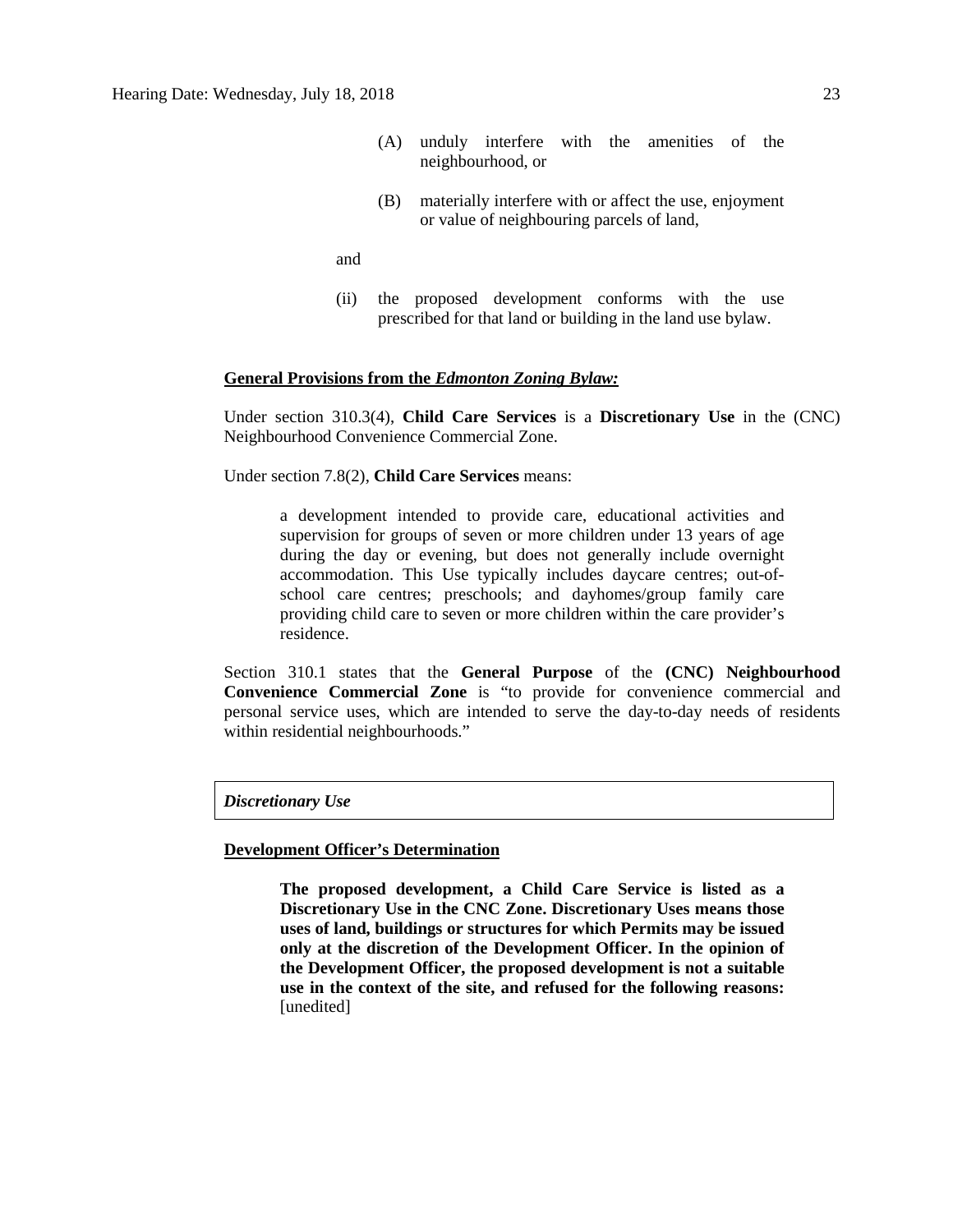(A) unduly interfere with the amenities of the neighbourhood, or

(B) materially interfere with or affect the use, enjoyment or value of neighbouring parcels of land,

and

(ii) the proposed development conforms with the use prescribed for that land or building in the land use bylaw.

**General Provisions from the *Edmonton Zoning Bylaw:***

Under section 310.3(4), **Child Care Services** is a **Discretionary Use** in the (CNC) Neighbourhood Convenience Commercial Zone.

Under section 7.8(2), **Child Care Services** means:

> a development intended to provide care, educational activities and supervision for groups of seven or more children under 13 years of age during the day or evening, but does not generally include overnight accommodation. This Use typically includes daycare centres; out-of-school care centres; preschools; and dayhomes/group family care providing child care to seven or more children within the care provider's residence.

Section 310.1 states that the **General Purpose** of the **(CNC) Neighbourhood Convenience Commercial Zone** is "to provide for convenience commercial and personal service uses, which are intended to serve the day-to-day needs of residents within residential neighbourhoods."

***Discretionary Use***

**Development Officer's Determination**

> **The proposed development, a Child Care Service is listed as a Discretionary Use in the CNC Zone. Discretionary Uses means those uses of land, buildings or structures for which Permits may be issued only at the discretion of the Development Officer. In the opinion of the Development Officer, the proposed development is not a suitable use in the context of the site, and refused for the following reasons:** [unedited]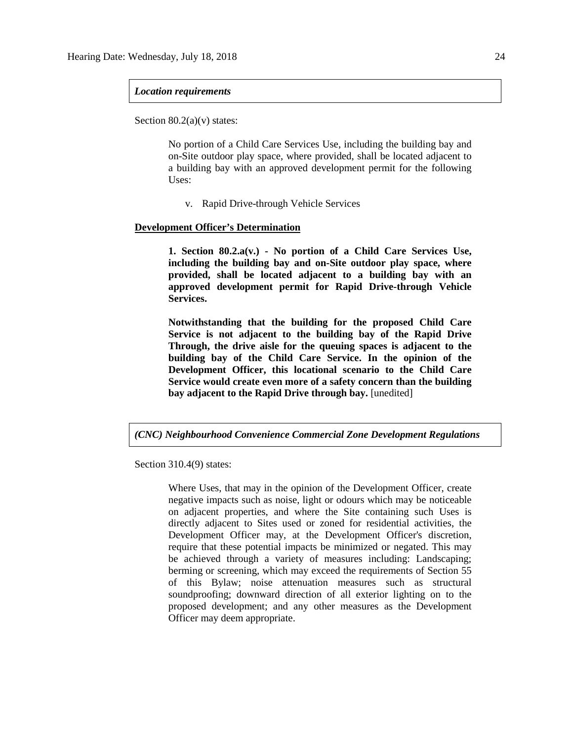*Location requirements*

Section 80.2(a)(v) states:

> No portion of a Child Care Services Use, including the building bay and on-Site outdoor play space, where provided, shall be located adjacent to a building bay with an approved development permit for the following Uses:
>
> v. Rapid Drive-through Vehicle Services

**Development Officer's Determination**

> **1. Section 80.2.a(v.) - No portion of a Child Care Services Use, including the building bay and on-Site outdoor play space, where provided, shall be located adjacent to a building bay with an approved development permit for Rapid Drive-through Vehicle Services.**
>
> **Notwithstanding that the building for the proposed Child Care Service is not adjacent to the building bay of the Rapid Drive Through, the drive aisle for the queuing spaces is adjacent to the building bay of the Child Care Service. In the opinion of the Development Officer, this locational scenario to the Child Care Service would create even more of a safety concern than the building bay adjacent to the Rapid Drive through bay.** [unedited]

*(CNC) Neighbourhood Convenience Commercial Zone Development Regulations*

Section 310.4(9) states:

> Where Uses, that may in the opinion of the Development Officer, create negative impacts such as noise, light or odours which may be noticeable on adjacent properties, and where the Site containing such Uses is directly adjacent to Sites used or zoned for residential activities, the Development Officer may, at the Development Officer's discretion, require that these potential impacts be minimized or negated. This may be achieved through a variety of measures including: Landscaping; berming or screening, which may exceed the requirements of Section 55 of this Bylaw; noise attenuation measures such as structural soundproofing; downward direction of all exterior lighting on to the proposed development; and any other measures as the Development Officer may deem appropriate.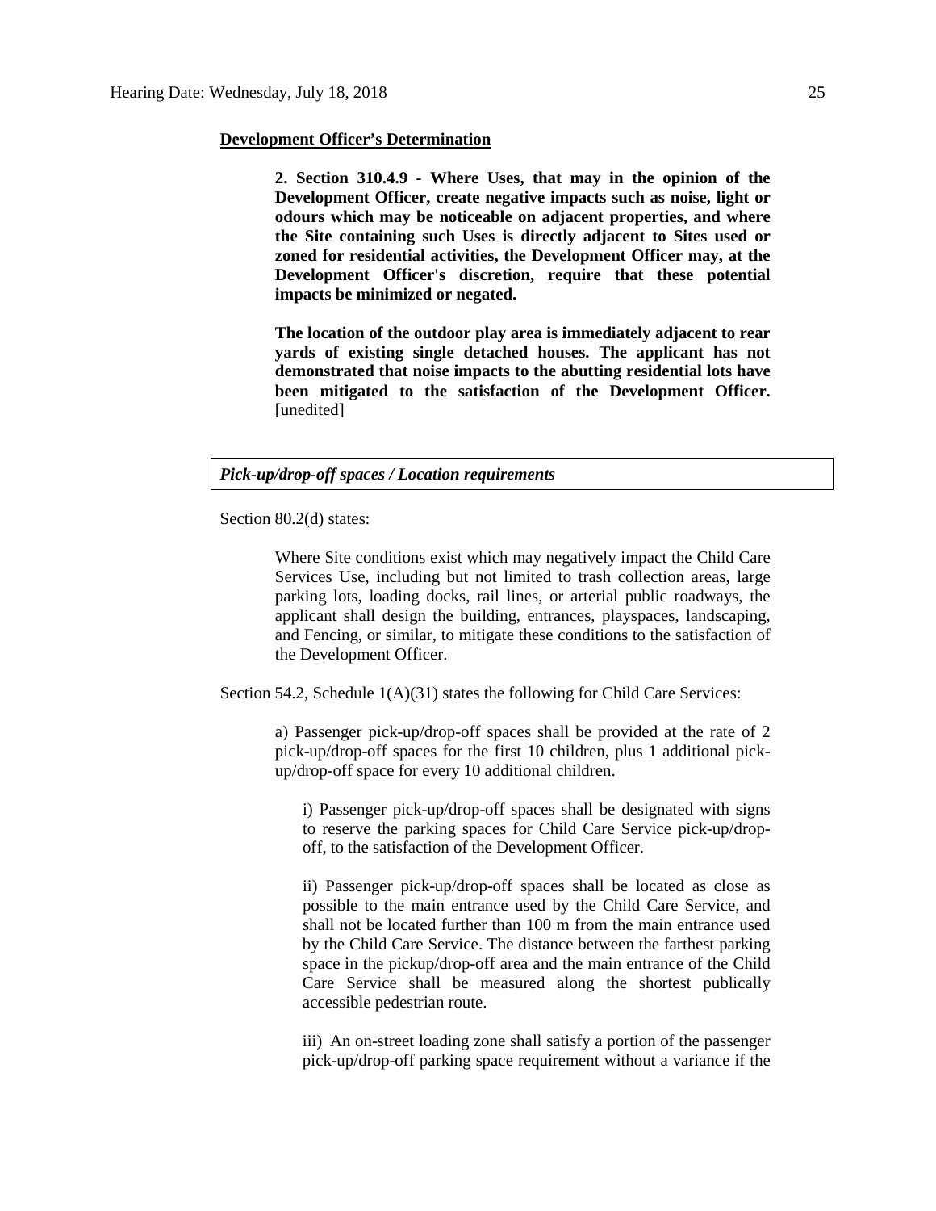**Development Officer's Determination**

> **2. Section 310.4.9 - Where Uses, that may in the opinion of the Development Officer, create negative impacts such as noise, light or odours which may be noticeable on adjacent properties, and where the Site containing such Uses is directly adjacent to Sites used or zoned for residential activities, the Development Officer may, at the Development Officer's discretion, require that these potential impacts be minimized or negated.**
>
> **The location of the outdoor play area is immediately adjacent to rear yards of existing single detached houses. The applicant has not demonstrated that noise impacts to the abutting residential lots have been mitigated to the satisfaction of the Development Officer.** [unedited]

***Pick-up/drop-off spaces / Location requirements***

Section 80.2(d) states:

> Where Site conditions exist which may negatively impact the Child Care Services Use, including but not limited to trash collection areas, large parking lots, loading docks, rail lines, or arterial public roadways, the applicant shall design the building, entrances, playspaces, landscaping, and Fencing, or similar, to mitigate these conditions to the satisfaction of the Development Officer.

Section 54.2, Schedule 1(A)(31) states the following for Child Care Services:

> a) Passenger pick-up/drop-off spaces shall be provided at the rate of 2 pick-up/drop-off spaces for the first 10 children, plus 1 additional pick-up/drop-off space for every 10 additional children.
>
> > i) Passenger pick-up/drop-off spaces shall be designated with signs to reserve the parking spaces for Child Care Service pick-up/drop-off, to the satisfaction of the Development Officer.
> >
> > ii) Passenger pick-up/drop-off spaces shall be located as close as possible to the main entrance used by the Child Care Service, and shall not be located further than 100 m from the main entrance used by the Child Care Service. The distance between the farthest parking space in the pickup/drop-off area and the main entrance of the Child Care Service shall be measured along the shortest publically accessible pedestrian route.
> >
> > iii) An on-street loading zone shall satisfy a portion of the passenger pick-up/drop-off parking space requirement without a variance if the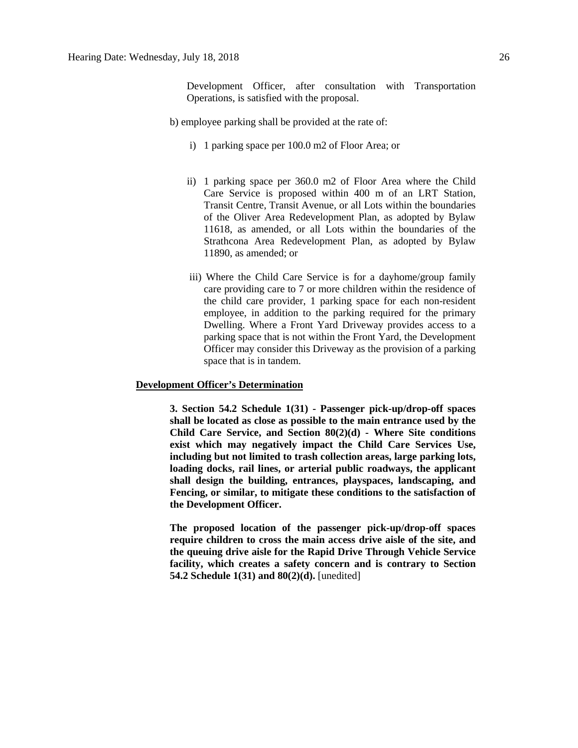Development Officer, after consultation with Transportation Operations, is satisfied with the proposal.

b) employee parking shall be provided at the rate of:

i) 1 parking space per 100.0 m2 of Floor Area; or

ii) 1 parking space per 360.0 m2 of Floor Area where the Child Care Service is proposed within 400 m of an LRT Station, Transit Centre, Transit Avenue, or all Lots within the boundaries of the Oliver Area Redevelopment Plan, as adopted by Bylaw 11618, as amended, or all Lots within the boundaries of the Strathcona Area Redevelopment Plan, as adopted by Bylaw 11890, as amended; or

iii) Where the Child Care Service is for a dayhome/group family care providing care to 7 or more children within the residence of the child care provider, 1 parking space for each non-resident employee, in addition to the parking required for the primary Dwelling. Where a Front Yard Driveway provides access to a parking space that is not within the Front Yard, the Development Officer may consider this Driveway as the provision of a parking space that is in tandem.

**Development Officer's Determination**

**3. Section 54.2 Schedule 1(31) - Passenger pick-up/drop-off spaces shall be located as close as possible to the main entrance used by the Child Care Service, and Section 80(2)(d) - Where Site conditions exist which may negatively impact the Child Care Services Use, including but not limited to trash collection areas, large parking lots, loading docks, rail lines, or arterial public roadways, the applicant shall design the building, entrances, playspaces, landscaping, and Fencing, or similar, to mitigate these conditions to the satisfaction of the Development Officer.**

**The proposed location of the passenger pick-up/drop-off spaces require children to cross the main access drive aisle of the site, and the queuing drive aisle for the Rapid Drive Through Vehicle Service facility, which creates a safety concern and is contrary to Section 54.2 Schedule 1(31) and 80(2)(d).** [unedited]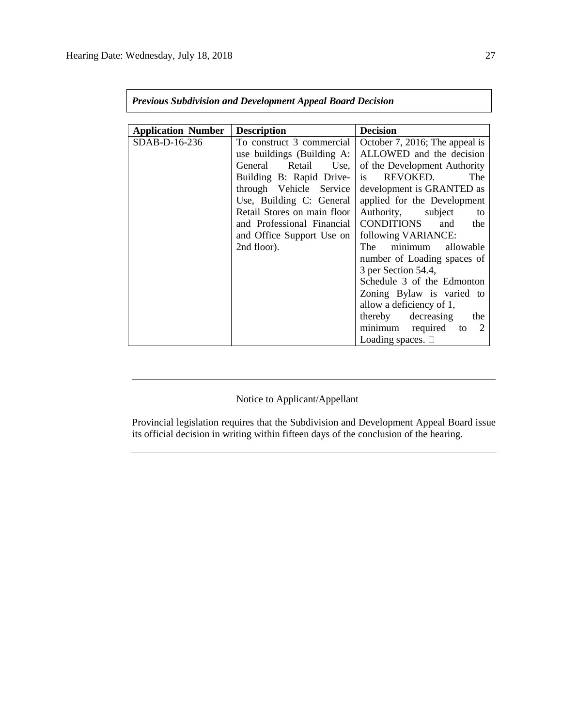***Previous Subdivision and Development Appeal Board Decision***

| **Application Number** | **Description** | **Decision** |
|---|---|---|
| SDAB-D-16-236 | To construct 3 commercial use buildings (Building A: General Retail Use, Building B: Rapid Drive-through Vehicle Service Use, Building C: General Retail Stores on main floor and Professional Financial and Office Support Use on 2nd floor). | October 7, 2016; The appeal is ALLOWED and the decision of the Development Authority is REVOKED. The development is GRANTED as applied for the Development Authority, subject to CONDITIONS and the following VARIANCE: The minimum allowable number of Loading spaces of 3 per Section 54.4, Schedule 3 of the Edmonton Zoning Bylaw is varied to allow a deficiency of 1, thereby decreasing the minimum required to 2 Loading spaces. |

---

Notice to Applicant/Appellant

Provincial legislation requires that the Subdivision and Development Appeal Board issue its official decision in writing within fifteen days of the conclusion of the hearing.

---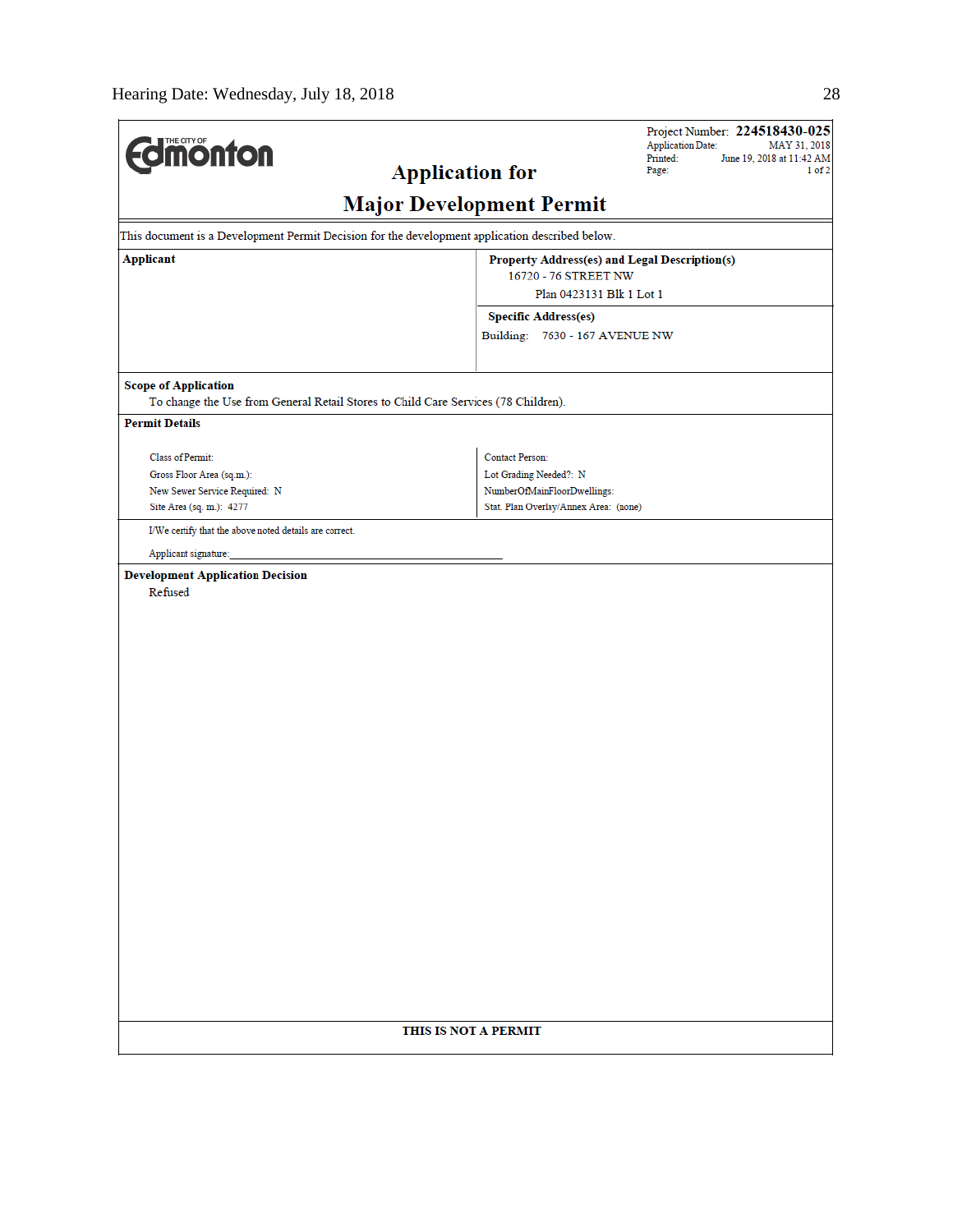THE CITY OF Edmonton

# Application for
# Major Development Permit

Project Number: **224518430-025**
Application Date: MAY 31, 2018
Printed: June 19, 2018 at 11:42 AM
Page: 1 of 2

This document is a Development Permit Decision for the development application described below.

**Applicant**

**Property Address(es) and Legal Description(s)**
16720 - 76 STREET NW
Plan 0423131 Blk 1 Lot 1

**Specific Address(es)**
Building: 7630 - 167 AVENUE NW

**Scope of Application**
To change the Use from General Retail Stores to Child Care Services (78 Children).

**Permit Details**

| | |
|---|---|
| Class of Permit: | Contact Person: |
| Gross Floor Area (sq.m.): | Lot Grading Needed?: N |
| New Sewer Service Required: N | NumberOfMainFloorDwellings: |
| Site Area (sq. m.): 4277 | Stat. Plan Overlay/Annex Area: (none) |

I/We certify that the above noted details are correct.

Applicant signature: ______________________________

**Development Application Decision**
Refused

**THIS IS NOT A PERMIT**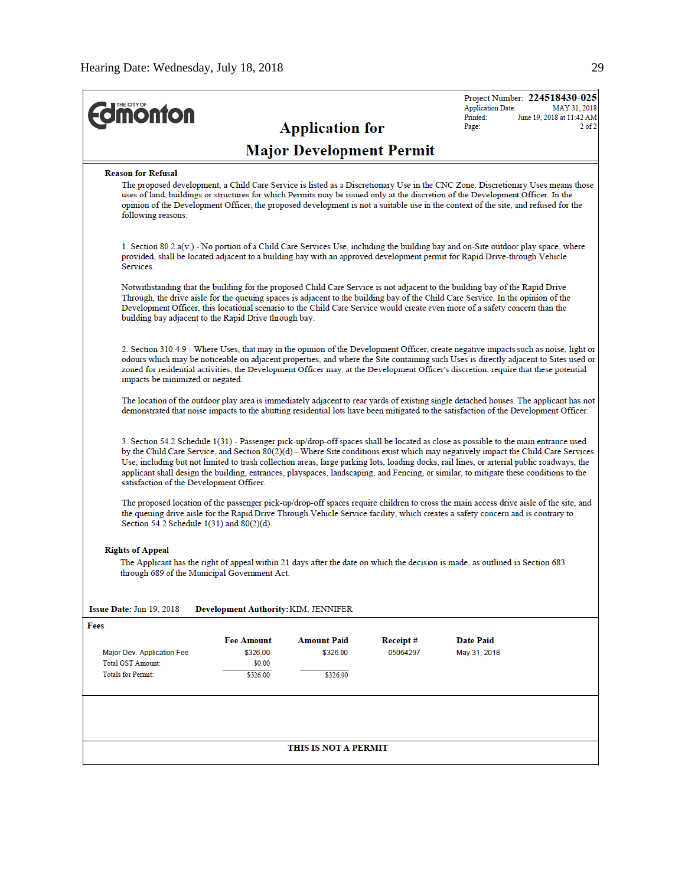THE CITY OF **Edmonton**

# Application for Major Development Permit

Project Number: **224518430-025**
Application Date: MAY 31, 2018
Printed: June 19, 2018 at 11:42 AM
Page: 2 of 2

**Reason for Refusal**

The proposed development, a Child Care Service is listed as a Discretionary Use in the CNC Zone. Discretionary Uses means those uses of land, buildings or structures for which Permits may be issued only at the discretion of the Development Officer. In the opinion of the Development Officer, the proposed development is not a suitable use in the context of the site, and refused for the following reasons:

1. Section 80.2.a(v.) - No portion of a Child Care Services Use, including the building bay and on-Site outdoor play space, where provided, shall be located adjacent to a building bay with an approved development permit for Rapid Drive-through Vehicle Services.

Notwithstanding that the building for the proposed Child Care Service is not adjacent to the building bay of the Rapid Drive Through, the drive aisle for the queuing spaces is adjacent to the building bay of the Child Care Service. In the opinion of the Development Officer, this locational scenario to the Child Care Service would create even more of a safety concern than the building bay adjacent to the Rapid Drive through bay.

2. Section 310.4.9 - Where Uses, that may in the opinion of the Development Officer, create negative impacts such as noise, light or odours which may be noticeable on adjacent properties, and where the Site containing such Uses is directly adjacent to Sites used or zoned for residential activities, the Development Officer may, at the Development Officer's discretion, require that these potential impacts be minimized or negated.

The location of the outdoor play area is immediately adjacent to rear yards of existing single detached houses. The applicant has not demonstrated that noise impacts to the abutting residential lots have been mitigated to the satisfaction of the Development Officer.

3. Section 54.2 Schedule 1(31) - Passenger pick-up/drop-off spaces shall be located as close as possible to the main entrance used by the Child Care Service, and Section 80(2)(d) - Where Site conditions exist which may negatively impact the Child Care Services Use, including but not limited to trash collection areas, large parking lots, loading docks, rail lines, or arterial public roadways, the applicant shall design the building, entrances, playspaces, landscaping, and Fencing, or similar, to mitigate these conditions to the satisfaction of the Development Officer.

The proposed location of the passenger pick-up/drop-off spaces require children to cross the main access drive aisle of the site, and the queuing drive aisle for the Rapid Drive Through Vehicle Service facility, which creates a safety concern and is contrary to Section 54.2 Schedule 1(31) and 80(2)(d).

**Rights of Appeal**

The Applicant has the right of appeal within 21 days after the date on which the decision is made, as outlined in Section 683 through 689 of the Municipal Government Act.

**Issue Date:** Jun 19, 2018 **Development Authority:** KIM, JENNIFER

**Fees**

| | Fee Amount | Amount Paid | Receipt # | Date Paid |
|---|---|---|---|---|
| Major Dev. Application Fee | $326.00 | $326.00 | 05064297 | May 31, 2018 |
| Total GST Amount: | $0.00 | | | |
| Totals for Permit: | $326.00 | $326.00 | | |

**THIS IS NOT A PERMIT**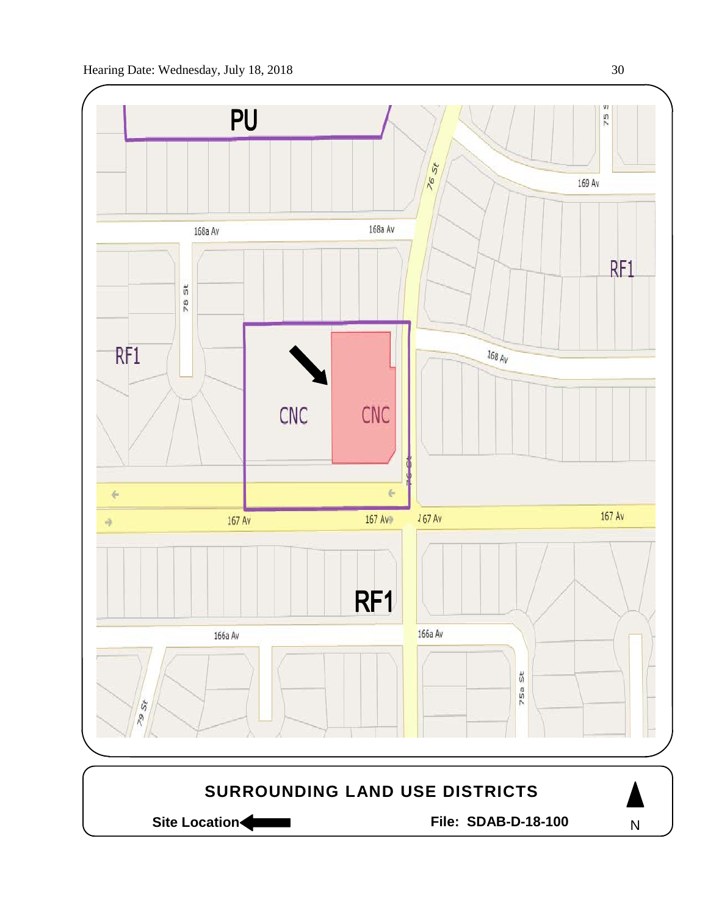PU

168a Av

168a Av

76 St

169 Av

75 St

78 St

RF1

RF1

168 Av

CNC

CNC

76 St

167 Av

167 Av

167 Av

167 Av

RF1

166a Av

166a Av

79 St

75a St

**SURROUNDING LAND USE DISTRICTS**

**Site Location**

**File: SDAB-D-18-100**

N